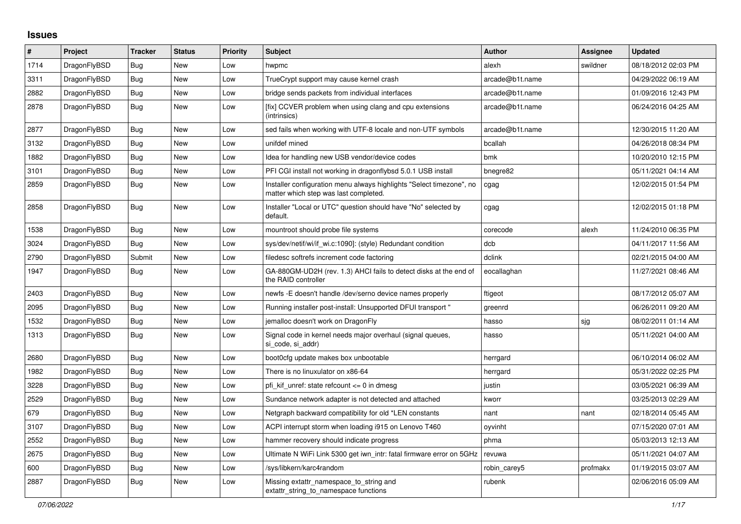# Issues

| # | Project | Tracker | Status | Priority | Subject | Author | Assignee | Updated |
|---|---|---|---|---|---|---|---|---|
| 1714 | DragonFlyBSD | Bug | New | Low | hwpmc | alexh | swildner | 08/18/2012 02:03 PM |
| 3311 | DragonFlyBSD | Bug | New | Low | TrueCrypt support may cause kernel crash | arcade@b1t.name | | 04/29/2022 06:19 AM |
| 2882 | DragonFlyBSD | Bug | New | Low | bridge sends packets from individual interfaces | arcade@b1t.name | | 01/09/2016 12:43 PM |
| 2878 | DragonFlyBSD | Bug | New | Low | [fix] CCVER problem when using clang and cpu extensions (intrinsics) | arcade@b1t.name | | 06/24/2016 04:25 AM |
| 2877 | DragonFlyBSD | Bug | New | Low | sed fails when working with UTF-8 locale and non-UTF symbols | arcade@b1t.name | | 12/30/2015 11:20 AM |
| 3132 | DragonFlyBSD | Bug | New | Low | unifdef mined | bcallah | | 04/26/2018 08:34 PM |
| 1882 | DragonFlyBSD | Bug | New | Low | Idea for handling new USB vendor/device codes | bmk | | 10/20/2010 12:15 PM |
| 3101 | DragonFlyBSD | Bug | New | Low | PFI CGI install not working in dragonflybsd 5.0.1 USB install | bnegre82 | | 05/11/2021 04:14 AM |
| 2859 | DragonFlyBSD | Bug | New | Low | Installer configuration menu always highlights "Select timezone", no matter which step was last completed. | cgag | | 12/02/2015 01:54 PM |
| 2858 | DragonFlyBSD | Bug | New | Low | Installer "Local or UTC" question should have "No" selected by default. | cgag | | 12/02/2015 01:18 PM |
| 1538 | DragonFlyBSD | Bug | New | Low | mountroot should probe file systems | corecode | alexh | 11/24/2010 06:35 PM |
| 3024 | DragonFlyBSD | Bug | New | Low | sys/dev/netif/wi/if_wi.c:1090]: (style) Redundant condition | dcb | | 04/11/2017 11:56 AM |
| 2790 | DragonFlyBSD | Submit | New | Low | filedesc softrefs increment code factoring | dclink | | 02/21/2015 04:00 AM |
| 1947 | DragonFlyBSD | Bug | New | Low | GA-880GM-UD2H (rev. 1.3) AHCI fails to detect disks at the end of the RAID controller | eocallaghan | | 11/27/2021 08:46 AM |
| 2403 | DragonFlyBSD | Bug | New | Low | newfs -E doesn't handle /dev/serno device names properly | ftigeot | | 08/17/2012 05:07 AM |
| 2095 | DragonFlyBSD | Bug | New | Low | Running installer post-install: Unsupported DFUI transport " | greenrd | | 06/26/2011 09:20 AM |
| 1532 | DragonFlyBSD | Bug | New | Low | jemalloc doesn't work on DragonFly | hasso | sjg | 08/02/2011 01:14 AM |
| 1313 | DragonFlyBSD | Bug | New | Low | Signal code in kernel needs major overhaul (signal queues, si_code, si_addr) | hasso | | 05/11/2021 04:00 AM |
| 2680 | DragonFlyBSD | Bug | New | Low | boot0cfg update makes box unbootable | herrgard | | 06/10/2014 06:02 AM |
| 1982 | DragonFlyBSD | Bug | New | Low | There is no linuxulator on x86-64 | herrgard | | 05/31/2022 02:25 PM |
| 3228 | DragonFlyBSD | Bug | New | Low | pfi_kif_unref: state refcount <= 0 in dmesg | justin | | 03/05/2021 06:39 AM |
| 2529 | DragonFlyBSD | Bug | New | Low | Sundance network adapter is not detected and attached | kworr | | 03/25/2013 02:29 AM |
| 679 | DragonFlyBSD | Bug | New | Low | Netgraph backward compatibility for old *LEN constants | nant | nant | 02/18/2014 05:45 AM |
| 3107 | DragonFlyBSD | Bug | New | Low | ACPI interrupt storm when loading i915 on Lenovo T460 | oyvinht | | 07/15/2020 07:01 AM |
| 2552 | DragonFlyBSD | Bug | New | Low | hammer recovery should indicate progress | phma | | 05/03/2013 12:13 AM |
| 2675 | DragonFlyBSD | Bug | New | Low | Ultimate N WiFi Link 5300 get iwn_intr: fatal firmware error on 5GHz | revuwa | | 05/11/2021 04:07 AM |
| 600 | DragonFlyBSD | Bug | New | Low | /sys/libkern/karc4random | robin_carey5 | profmakx | 01/19/2015 03:07 AM |
| 2887 | DragonFlyBSD | Bug | New | Low | Missing extattr_namespace_to_string and extattr_string_to_namespace functions | rubenk | | 02/06/2016 05:09 AM |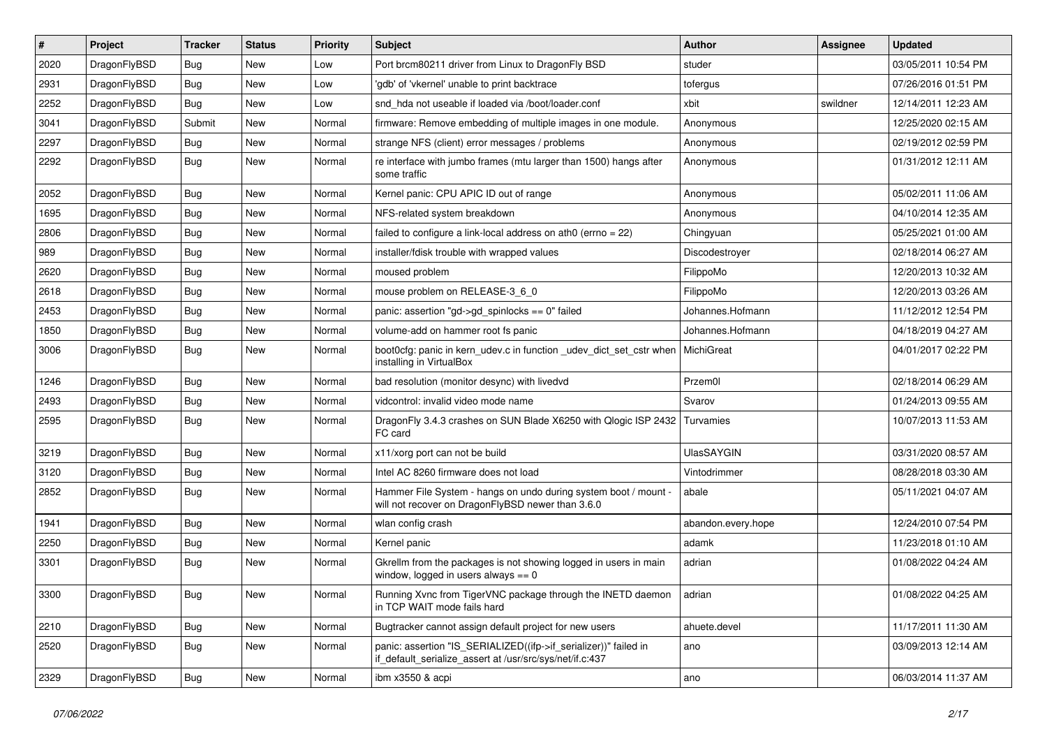| # | Project | Tracker | Status | Priority | Subject | Author | Assignee | Updated |
| --- | --- | --- | --- | --- | --- | --- | --- | --- |
| 2020 | DragonFlyBSD | Bug | New | Low | Port brcm80211 driver from Linux to DragonFly BSD | studer | | 03/05/2011 10:54 PM |
| 2931 | DragonFlyBSD | Bug | New | Low | 'gdb' of 'vkernel' unable to print backtrace | tofergus | | 07/26/2016 01:51 PM |
| 2252 | DragonFlyBSD | Bug | New | Low | snd_hda not useable if loaded via /boot/loader.conf | xbit | swildner | 12/14/2011 12:23 AM |
| 3041 | DragonFlyBSD | Submit | New | Normal | firmware: Remove embedding of multiple images in one module. | Anonymous | | 12/25/2020 02:15 AM |
| 2297 | DragonFlyBSD | Bug | New | Normal | strange NFS (client) error messages / problems | Anonymous | | 02/19/2012 02:59 PM |
| 2292 | DragonFlyBSD | Bug | New | Normal | re interface with jumbo frames (mtu larger than 1500) hangs after some traffic | Anonymous | | 01/31/2012 12:11 AM |
| 2052 | DragonFlyBSD | Bug | New | Normal | Kernel panic: CPU APIC ID out of range | Anonymous | | 05/02/2011 11:06 AM |
| 1695 | DragonFlyBSD | Bug | New | Normal | NFS-related system breakdown | Anonymous | | 04/10/2014 12:35 AM |
| 2806 | DragonFlyBSD | Bug | New | Normal | failed to configure a link-local address on ath0 (errno = 22) | Chingyuan | | 05/25/2021 01:00 AM |
| 989 | DragonFlyBSD | Bug | New | Normal | installer/fdisk trouble with wrapped values | Discodestroyer | | 02/18/2014 06:27 AM |
| 2620 | DragonFlyBSD | Bug | New | Normal | moused problem | FilippoMo | | 12/20/2013 10:32 AM |
| 2618 | DragonFlyBSD | Bug | New | Normal | mouse problem on RELEASE-3_6_0 | FilippoMo | | 12/20/2013 03:26 AM |
| 2453 | DragonFlyBSD | Bug | New | Normal | panic: assertion "gd->gd_spinlocks == 0" failed | Johannes.Hofmann | | 11/12/2012 12:54 PM |
| 1850 | DragonFlyBSD | Bug | New | Normal | volume-add on hammer root fs panic | Johannes.Hofmann | | 04/18/2019 04:27 AM |
| 3006 | DragonFlyBSD | Bug | New | Normal | boot0cfg: panic in kern_udev.c in function _udev_dict_set_cstr when installing in VirtualBox | MichiGreat | | 04/01/2017 02:22 PM |
| 1246 | DragonFlyBSD | Bug | New | Normal | bad resolution (monitor desync) with livedvd | Przem0l | | 02/18/2014 06:29 AM |
| 2493 | DragonFlyBSD | Bug | New | Normal | vidcontrol: invalid video mode name | Svarov | | 01/24/2013 09:55 AM |
| 2595 | DragonFlyBSD | Bug | New | Normal | DragonFly 3.4.3 crashes on SUN Blade X6250 with Qlogic ISP 2432 FC card | Turvamies | | 10/07/2013 11:53 AM |
| 3219 | DragonFlyBSD | Bug | New | Normal | x11/xorg port can not be build | UlasSAYGIN | | 03/31/2020 08:57 AM |
| 3120 | DragonFlyBSD | Bug | New | Normal | Intel AC 8260 firmware does not load | Vintodrimmer | | 08/28/2018 03:30 AM |
| 2852 | DragonFlyBSD | Bug | New | Normal | Hammer File System - hangs on undo during system boot / mount - will not recover on DragonFlyBSD newer than 3.6.0 | abale | | 05/11/2021 04:07 AM |
| 1941 | DragonFlyBSD | Bug | New | Normal | wlan config crash | abandon.every.hope | | 12/24/2010 07:54 PM |
| 2250 | DragonFlyBSD | Bug | New | Normal | Kernel panic | adamk | | 11/23/2018 01:10 AM |
| 3301 | DragonFlyBSD | Bug | New | Normal | Gkrellm from the packages is not showing logged in users in main window, logged in users always == 0 | adrian | | 01/08/2022 04:24 AM |
| 3300 | DragonFlyBSD | Bug | New | Normal | Running Xvnc from TigerVNC package through the INETD daemon in TCP WAIT mode fails hard | adrian | | 01/08/2022 04:25 AM |
| 2210 | DragonFlyBSD | Bug | New | Normal | Bugtracker cannot assign default project for new users | ahuete.devel | | 11/17/2011 11:30 AM |
| 2520 | DragonFlyBSD | Bug | New | Normal | panic: assertion "IS_SERIALIZED((ifp->if_serializer))" failed in if_default_serialize_assert at /usr/src/sys/net/if.c:437 | ano | | 03/09/2013 12:14 AM |
| 2329 | DragonFlyBSD | Bug | New | Normal | ibm x3550 & acpi | ano | | 06/03/2014 11:37 AM |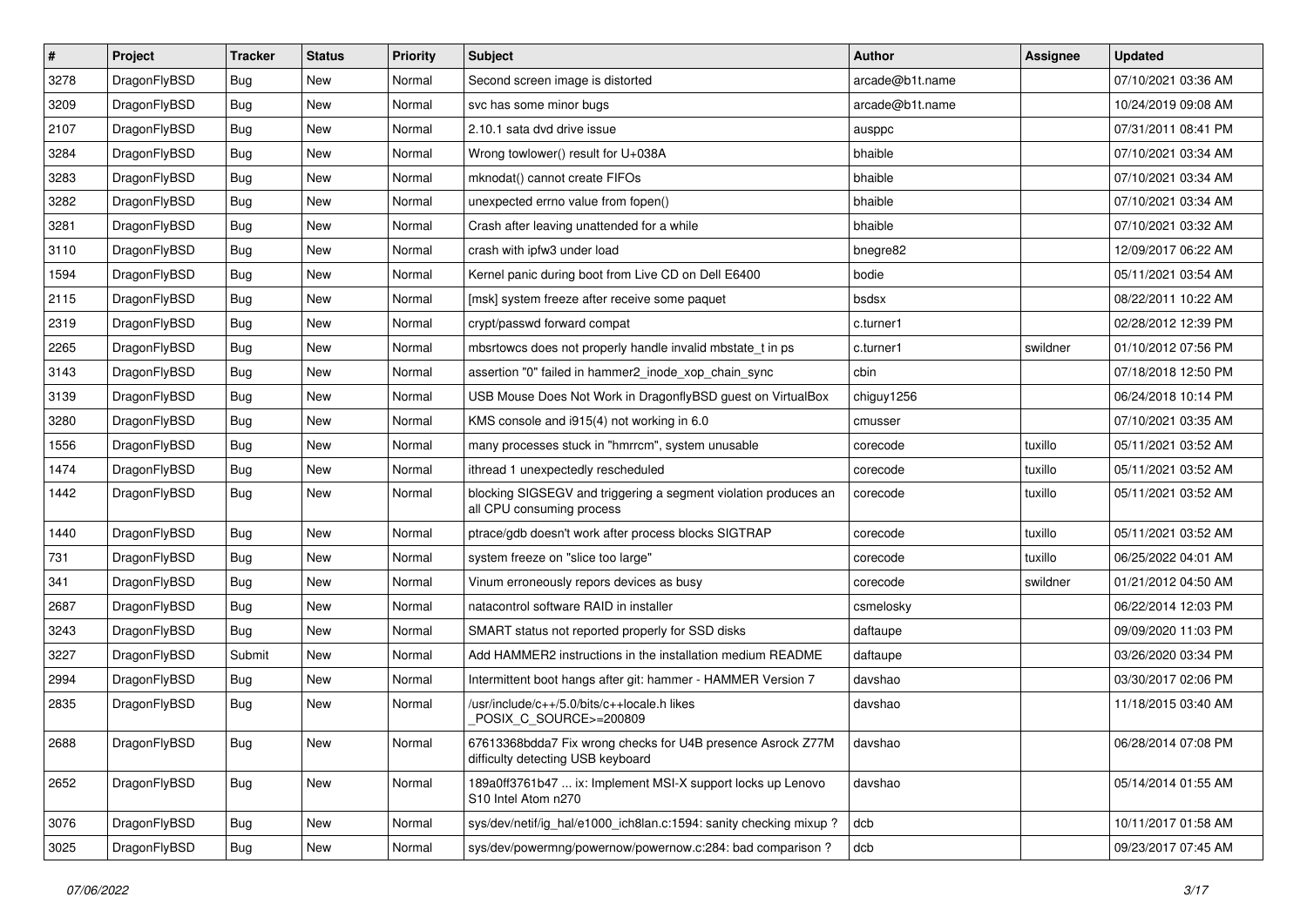| # | Project | Tracker | Status | Priority | Subject | Author | Assignee | Updated |
|---|---|---|---|---|---|---|---|---|
| 3278 | DragonFlyBSD | Bug | New | Normal | Second screen image is distorted | arcade@b1t.name | | 07/10/2021 03:36 AM |
| 3209 | DragonFlyBSD | Bug | New | Normal | svc has some minor bugs | arcade@b1t.name | | 10/24/2019 09:08 AM |
| 2107 | DragonFlyBSD | Bug | New | Normal | 2.10.1 sata dvd drive issue | ausppc | | 07/31/2011 08:41 PM |
| 3284 | DragonFlyBSD | Bug | New | Normal | Wrong towlower() result for U+038A | bhaible | | 07/10/2021 03:34 AM |
| 3283 | DragonFlyBSD | Bug | New | Normal | mknodat() cannot create FIFOs | bhaible | | 07/10/2021 03:34 AM |
| 3282 | DragonFlyBSD | Bug | New | Normal | unexpected errno value from fopen() | bhaible | | 07/10/2021 03:34 AM |
| 3281 | DragonFlyBSD | Bug | New | Normal | Crash after leaving unattended for a while | bhaible | | 07/10/2021 03:32 AM |
| 3110 | DragonFlyBSD | Bug | New | Normal | crash with ipfw3 under load | bnegre82 | | 12/09/2017 06:22 AM |
| 1594 | DragonFlyBSD | Bug | New | Normal | Kernel panic during boot from Live CD on Dell E6400 | bodie | | 05/11/2021 03:54 AM |
| 2115 | DragonFlyBSD | Bug | New | Normal | [msk] system freeze after receive some paquet | bsdsx | | 08/22/2011 10:22 AM |
| 2319 | DragonFlyBSD | Bug | New | Normal | crypt/passwd forward compat | c.turner1 | | 02/28/2012 12:39 PM |
| 2265 | DragonFlyBSD | Bug | New | Normal | mbsrtowcs does not properly handle invalid mbstate_t in ps | c.turner1 | swildner | 01/10/2012 07:56 PM |
| 3143 | DragonFlyBSD | Bug | New | Normal | assertion "0" failed in hammer2_inode_xop_chain_sync | cbin | | 07/18/2018 12:50 PM |
| 3139 | DragonFlyBSD | Bug | New | Normal | USB Mouse Does Not Work in DragonflyBSD guest on VirtualBox | chiguy1256 | | 06/24/2018 10:14 PM |
| 3280 | DragonFlyBSD | Bug | New | Normal | KMS console and i915(4) not working in 6.0 | cmusser | | 07/10/2021 03:35 AM |
| 1556 | DragonFlyBSD | Bug | New | Normal | many processes stuck in "hmrrcm", system unusable | corecode | tuxillo | 05/11/2021 03:52 AM |
| 1474 | DragonFlyBSD | Bug | New | Normal | ithread 1 unexpectedly rescheduled | corecode | tuxillo | 05/11/2021 03:52 AM |
| 1442 | DragonFlyBSD | Bug | New | Normal | blocking SIGSEGV and triggering a segment violation produces an all CPU consuming process | corecode | tuxillo | 05/11/2021 03:52 AM |
| 1440 | DragonFlyBSD | Bug | New | Normal | ptrace/gdb doesn't work after process blocks SIGTRAP | corecode | tuxillo | 05/11/2021 03:52 AM |
| 731 | DragonFlyBSD | Bug | New | Normal | system freeze on "slice too large" | corecode | tuxillo | 06/25/2022 04:01 AM |
| 341 | DragonFlyBSD | Bug | New | Normal | Vinum erroneously repors devices as busy | corecode | swildner | 01/21/2012 04:50 AM |
| 2687 | DragonFlyBSD | Bug | New | Normal | natacontrol software RAID in installer | csmelosky | | 06/22/2014 12:03 PM |
| 3243 | DragonFlyBSD | Bug | New | Normal | SMART status not reported properly for SSD disks | daftaupe | | 09/09/2020 11:03 PM |
| 3227 | DragonFlyBSD | Submit | New | Normal | Add HAMMER2 instructions in the installation medium README | daftaupe | | 03/26/2020 03:34 PM |
| 2994 | DragonFlyBSD | Bug | New | Normal | Intermittent boot hangs after git: hammer - HAMMER Version 7 | davshao | | 03/30/2017 02:06 PM |
| 2835 | DragonFlyBSD | Bug | New | Normal | /usr/include/c++/5.0/bits/c++locale.h likes _POSIX_C_SOURCE>=200809 | davshao | | 11/18/2015 03:40 AM |
| 2688 | DragonFlyBSD | Bug | New | Normal | 67613368bdda7 Fix wrong checks for U4B presence Asrock Z77M difficulty detecting USB keyboard | davshao | | 06/28/2014 07:08 PM |
| 2652 | DragonFlyBSD | Bug | New | Normal | 189a0ff3761b47 ... ix: Implement MSI-X support locks up Lenovo S10 Intel Atom n270 | davshao | | 05/14/2014 01:55 AM |
| 3076 | DragonFlyBSD | Bug | New | Normal | sys/dev/netif/ig_hal/e1000_ich8lan.c:1594: sanity checking mixup ? | dcb | | 10/11/2017 01:58 AM |
| 3025 | DragonFlyBSD | Bug | New | Normal | sys/dev/powermng/powernow/powernow.c:284: bad comparison ? | dcb | | 09/23/2017 07:45 AM |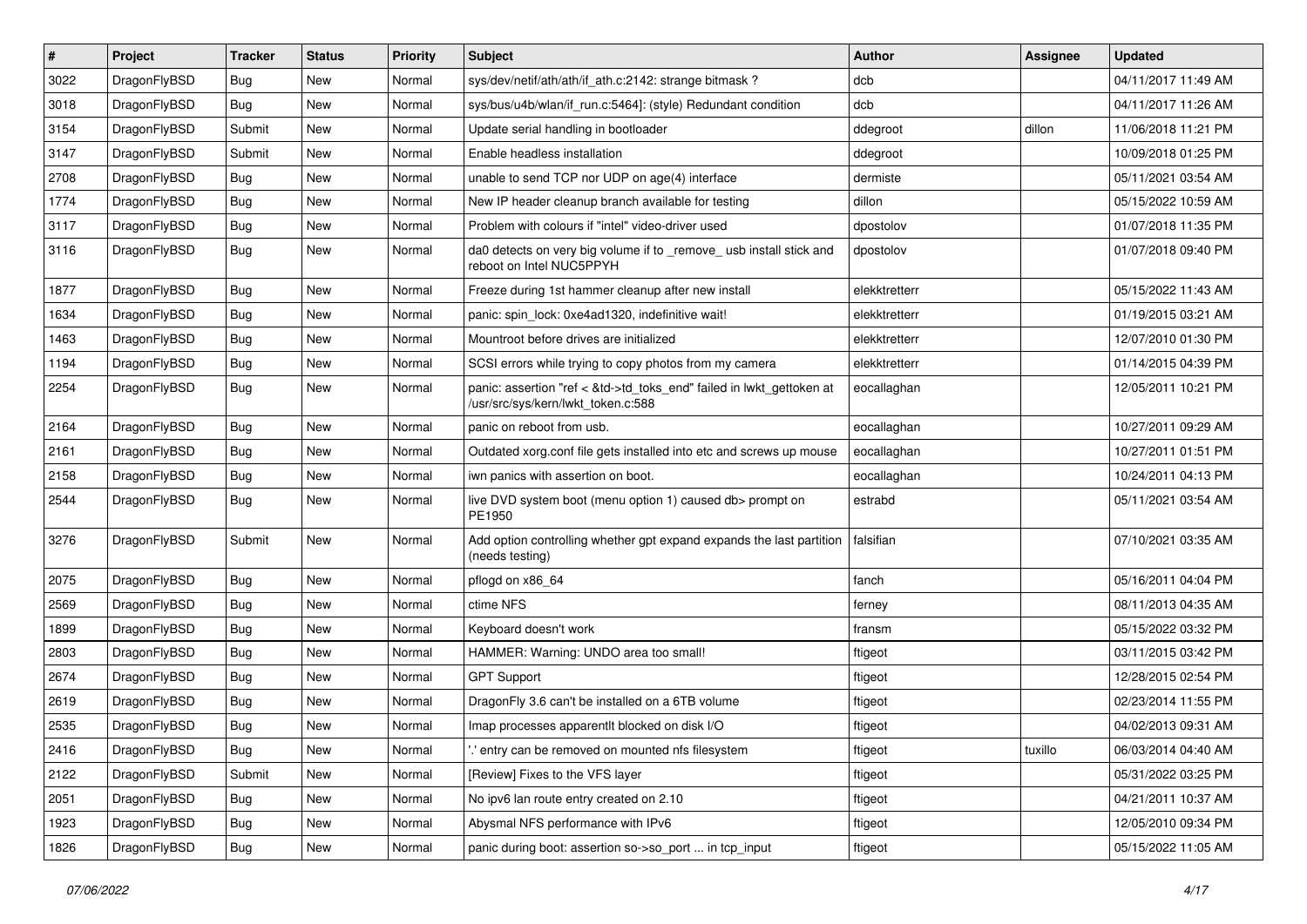| # | Project | Tracker | Status | Priority | Subject | Author | Assignee | Updated |
|---|---|---|---|---|---|---|---|---|
| 3022 | DragonFlyBSD | Bug | New | Normal | sys/dev/netif/ath/ath/if_ath.c:2142: strange bitmask ? | dcb | | 04/11/2017 11:49 AM |
| 3018 | DragonFlyBSD | Bug | New | Normal | sys/bus/u4b/wlan/if_run.c:5464]: (style) Redundant condition | dcb | | 04/11/2017 11:26 AM |
| 3154 | DragonFlyBSD | Submit | New | Normal | Update serial handling in bootloader | ddegroot | dillon | 11/06/2018 11:21 PM |
| 3147 | DragonFlyBSD | Submit | New | Normal | Enable headless installation | ddegroot | | 10/09/2018 01:25 PM |
| 2708 | DragonFlyBSD | Bug | New | Normal | unable to send TCP nor UDP on age(4) interface | dermiste | | 05/11/2021 03:54 AM |
| 1774 | DragonFlyBSD | Bug | New | Normal | New IP header cleanup branch available for testing | dillon | | 05/15/2022 10:59 AM |
| 3117 | DragonFlyBSD | Bug | New | Normal | Problem with colours if "intel" video-driver used | dpostolov | | 01/07/2018 11:35 PM |
| 3116 | DragonFlyBSD | Bug | New | Normal | da0 detects on very big volume if to _remove_ usb install stick and reboot on Intel NUC5PPYH | dpostolov | | 01/07/2018 09:40 PM |
| 1877 | DragonFlyBSD | Bug | New | Normal | Freeze during 1st hammer cleanup after new install | elekktretterr | | 05/15/2022 11:43 AM |
| 1634 | DragonFlyBSD | Bug | New | Normal | panic: spin_lock: 0xe4ad1320, indefinitive wait! | elekktretterr | | 01/19/2015 03:21 AM |
| 1463 | DragonFlyBSD | Bug | New | Normal | Mountroot before drives are initialized | elekktretterr | | 12/07/2010 01:30 PM |
| 1194 | DragonFlyBSD | Bug | New | Normal | SCSI errors while trying to copy photos from my camera | elekktretterr | | 01/14/2015 04:39 PM |
| 2254 | DragonFlyBSD | Bug | New | Normal | panic: assertion "ref < &td->td_toks_end" failed in lwkt_gettoken at /usr/src/sys/kern/lwkt_token.c:588 | eocallaghan | | 12/05/2011 10:21 PM |
| 2164 | DragonFlyBSD | Bug | New | Normal | panic on reboot from usb. | eocallaghan | | 10/27/2011 09:29 AM |
| 2161 | DragonFlyBSD | Bug | New | Normal | Outdated xorg.conf file gets installed into etc and screws up mouse | eocallaghan | | 10/27/2011 01:51 PM |
| 2158 | DragonFlyBSD | Bug | New | Normal | iwn panics with assertion on boot. | eocallaghan | | 10/24/2011 04:13 PM |
| 2544 | DragonFlyBSD | Bug | New | Normal | live DVD system boot (menu option 1) caused db> prompt on PE1950 | estrabd | | 05/11/2021 03:54 AM |
| 3276 | DragonFlyBSD | Submit | New | Normal | Add option controlling whether gpt expand expands the last partition (needs testing) | falsifian | | 07/10/2021 03:35 AM |
| 2075 | DragonFlyBSD | Bug | New | Normal | pflogd on x86_64 | fanch | | 05/16/2011 04:04 PM |
| 2569 | DragonFlyBSD | Bug | New | Normal | ctime NFS | ferney | | 08/11/2013 04:35 AM |
| 1899 | DragonFlyBSD | Bug | New | Normal | Keyboard doesn't work | fransm | | 05/15/2022 03:32 PM |
| 2803 | DragonFlyBSD | Bug | New | Normal | HAMMER: Warning: UNDO area too small! | ftigeot | | 03/11/2015 03:42 PM |
| 2674 | DragonFlyBSD | Bug | New | Normal | GPT Support | ftigeot | | 12/28/2015 02:54 PM |
| 2619 | DragonFlyBSD | Bug | New | Normal | DragonFly 3.6 can't be installed on a 6TB volume | ftigeot | | 02/23/2014 11:55 PM |
| 2535 | DragonFlyBSD | Bug | New | Normal | Imap processes apparentlt blocked on disk I/O | ftigeot | | 04/02/2013 09:31 AM |
| 2416 | DragonFlyBSD | Bug | New | Normal | '.' entry can be removed on mounted nfs filesystem | ftigeot | tuxillo | 06/03/2014 04:40 AM |
| 2122 | DragonFlyBSD | Submit | New | Normal | [Review] Fixes to the VFS layer | ftigeot | | 05/31/2022 03:25 PM |
| 2051 | DragonFlyBSD | Bug | New | Normal | No ipv6 lan route entry created on 2.10 | ftigeot | | 04/21/2011 10:37 AM |
| 1923 | DragonFlyBSD | Bug | New | Normal | Abysmal NFS performance with IPv6 | ftigeot | | 12/05/2010 09:34 PM |
| 1826 | DragonFlyBSD | Bug | New | Normal | panic during boot: assertion so->so_port ... in tcp_input | ftigeot | | 05/15/2022 11:05 AM |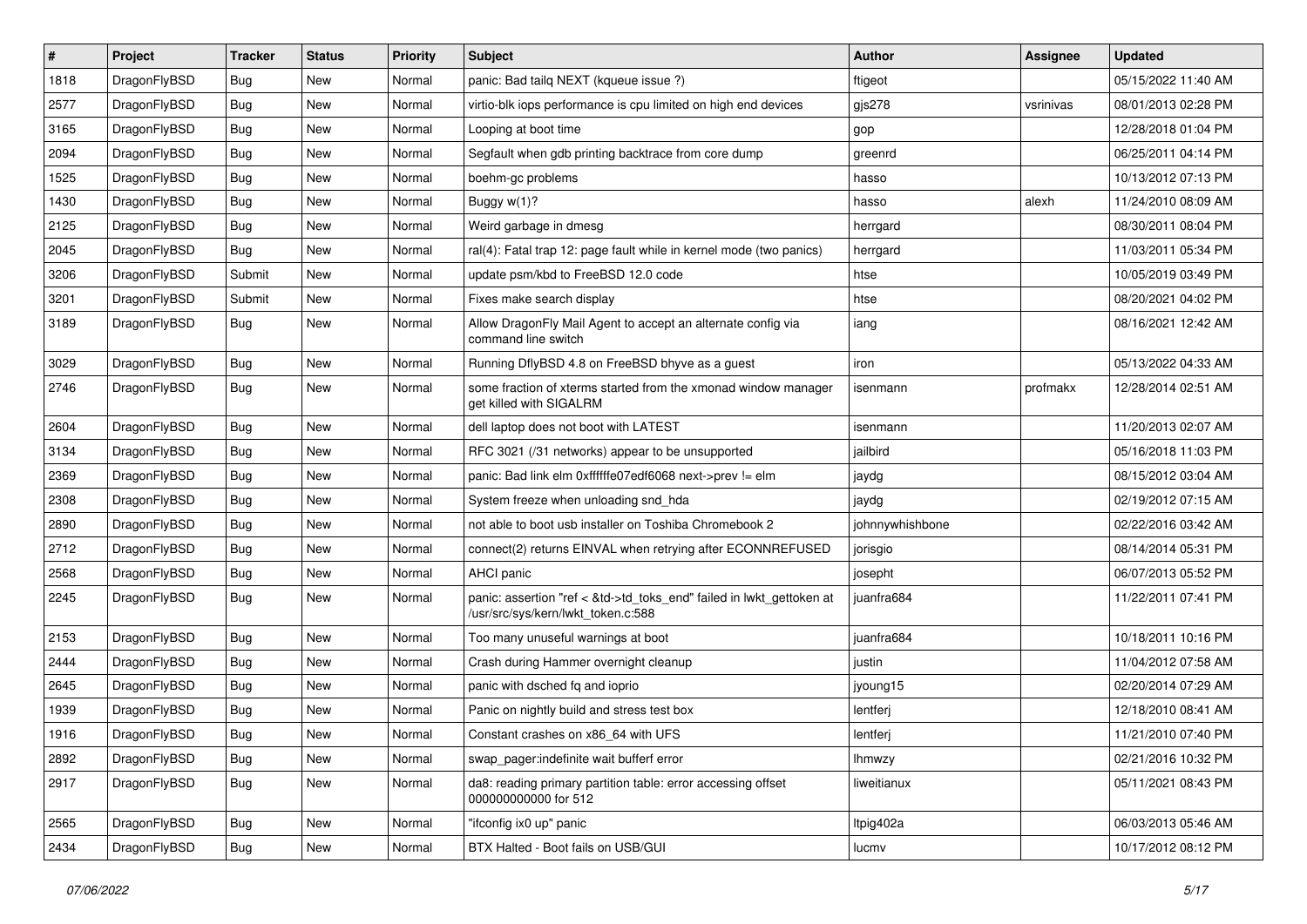| # | Project | Tracker | Status | Priority | Subject | Author | Assignee | Updated |
|---|---|---|---|---|---|---|---|---|
| 1818 | DragonFlyBSD | Bug | New | Normal | panic: Bad tailq NEXT (kqueue issue ?) | ftigeot | | 05/15/2022 11:40 AM |
| 2577 | DragonFlyBSD | Bug | New | Normal | virtio-blk iops performance is cpu limited on high end devices | gjs278 | vsrinivas | 08/01/2013 02:28 PM |
| 3165 | DragonFlyBSD | Bug | New | Normal | Looping at boot time | gop | | 12/28/2018 01:04 PM |
| 2094 | DragonFlyBSD | Bug | New | Normal | Segfault when gdb printing backtrace from core dump | greenrd | | 06/25/2011 04:14 PM |
| 1525 | DragonFlyBSD | Bug | New | Normal | boehm-gc problems | hasso | | 10/13/2012 07:13 PM |
| 1430 | DragonFlyBSD | Bug | New | Normal | Buggy w(1)? | hasso | alexh | 11/24/2010 08:09 AM |
| 2125 | DragonFlyBSD | Bug | New | Normal | Weird garbage in dmesg | herrgard | | 08/30/2011 08:04 PM |
| 2045 | DragonFlyBSD | Bug | New | Normal | ral(4): Fatal trap 12: page fault while in kernel mode (two panics) | herrgard | | 11/03/2011 05:34 PM |
| 3206 | DragonFlyBSD | Submit | New | Normal | update psm/kbd to FreeBSD 12.0 code | htse | | 10/05/2019 03:49 PM |
| 3201 | DragonFlyBSD | Submit | New | Normal | Fixes make search display | htse | | 08/20/2021 04:02 PM |
| 3189 | DragonFlyBSD | Bug | New | Normal | Allow DragonFly Mail Agent to accept an alternate config via command line switch | iang | | 08/16/2021 12:42 AM |
| 3029 | DragonFlyBSD | Bug | New | Normal | Running DflyBSD 4.8 on FreeBSD bhyve as a guest | iron | | 05/13/2022 04:33 AM |
| 2746 | DragonFlyBSD | Bug | New | Normal | some fraction of xterms started from the xmonad window manager get killed with SIGALRM | isenmann | profmakx | 12/28/2014 02:51 AM |
| 2604 | DragonFlyBSD | Bug | New | Normal | dell laptop does not boot with LATEST | isenmann | | 11/20/2013 02:07 AM |
| 3134 | DragonFlyBSD | Bug | New | Normal | RFC 3021 (/31 networks) appear to be unsupported | jailbird | | 05/16/2018 11:03 PM |
| 2369 | DragonFlyBSD | Bug | New | Normal | panic: Bad link elm 0xffffffe07edf6068 next->prev != elm | jaydg | | 08/15/2012 03:04 AM |
| 2308 | DragonFlyBSD | Bug | New | Normal | System freeze when unloading snd_hda | jaydg | | 02/19/2012 07:15 AM |
| 2890 | DragonFlyBSD | Bug | New | Normal | not able to boot usb installer on Toshiba Chromebook 2 | johnnywhishbone | | 02/22/2016 03:42 AM |
| 2712 | DragonFlyBSD | Bug | New | Normal | connect(2) returns EINVAL when retrying after ECONNREFUSED | jorisgio | | 08/14/2014 05:31 PM |
| 2568 | DragonFlyBSD | Bug | New | Normal | AHCI panic | josepht | | 06/07/2013 05:52 PM |
| 2245 | DragonFlyBSD | Bug | New | Normal | panic: assertion "ref < &td->td_toks_end" failed in lwkt_gettoken at /usr/src/sys/kern/lwkt_token.c:588 | juanfra684 | | 11/22/2011 07:41 PM |
| 2153 | DragonFlyBSD | Bug | New | Normal | Too many unuseful warnings at boot | juanfra684 | | 10/18/2011 10:16 PM |
| 2444 | DragonFlyBSD | Bug | New | Normal | Crash during Hammer overnight cleanup | justin | | 11/04/2012 07:58 AM |
| 2645 | DragonFlyBSD | Bug | New | Normal | panic with dsched fq and ioprio | jyoung15 | | 02/20/2014 07:29 AM |
| 1939 | DragonFlyBSD | Bug | New | Normal | Panic on nightly build and stress test box | lentferj | | 12/18/2010 08:41 AM |
| 1916 | DragonFlyBSD | Bug | New | Normal | Constant crashes on x86_64 with UFS | lentferj | | 11/21/2010 07:40 PM |
| 2892 | DragonFlyBSD | Bug | New | Normal | swap_pager:indefinite wait bufferf error | lhmwzy | | 02/21/2016 10:32 PM |
| 2917 | DragonFlyBSD | Bug | New | Normal | da8: reading primary partition table: error accessing offset 000000000000 for 512 | liweitianux | | 05/11/2021 08:43 PM |
| 2565 | DragonFlyBSD | Bug | New | Normal | "ifconfig ix0 up" panic | ltpig402a | | 06/03/2013 05:46 AM |
| 2434 | DragonFlyBSD | Bug | New | Normal | BTX Halted - Boot fails on USB/GUI | lucmv | | 10/17/2012 08:12 PM |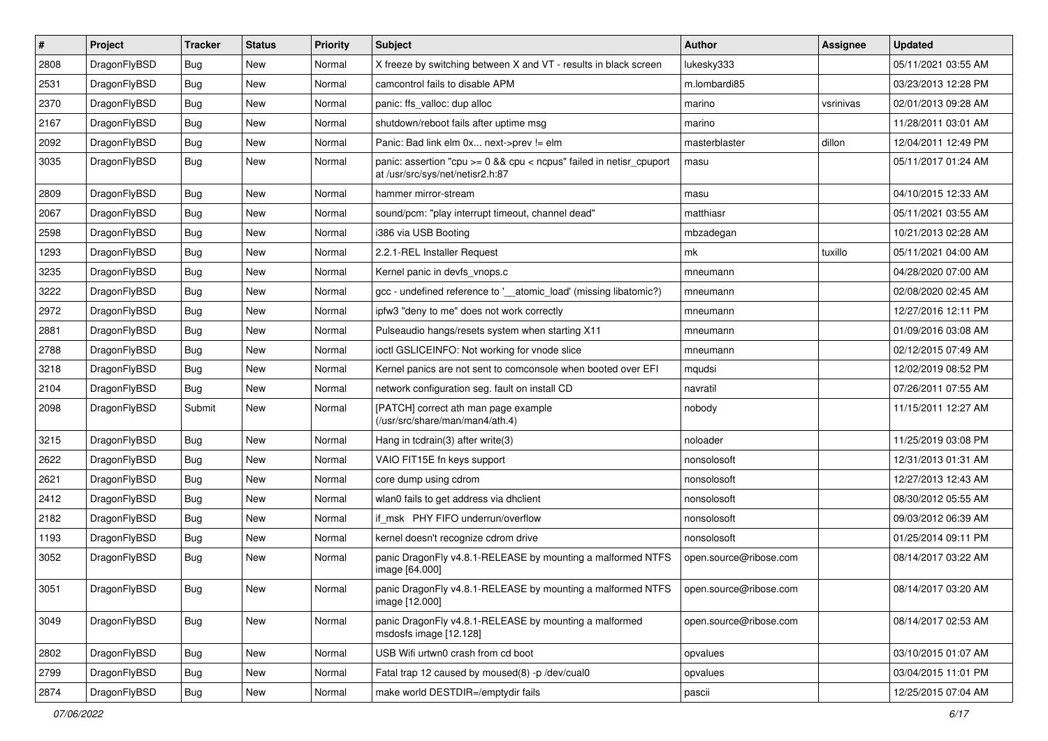| # | Project | Tracker | Status | Priority | Subject | Author | Assignee | Updated |
|---|---|---|---|---|---|---|---|---|
| 2808 | DragonFlyBSD | Bug | New | Normal | X freeze by switching between X and VT - results in black screen | lukesky333 | | 05/11/2021 03:55 AM |
| 2531 | DragonFlyBSD | Bug | New | Normal | camcontrol fails to disable APM | m.lombardi85 | | 03/23/2013 12:28 PM |
| 2370 | DragonFlyBSD | Bug | New | Normal | panic: ffs_valloc: dup alloc | marino | vsrinivas | 02/01/2013 09:28 AM |
| 2167 | DragonFlyBSD | Bug | New | Normal | shutdown/reboot fails after uptime msg | marino | | 11/28/2011 03:01 AM |
| 2092 | DragonFlyBSD | Bug | New | Normal | Panic: Bad link elm 0x... next->prev != elm | masterblaster | dillon | 12/04/2011 12:49 PM |
| 3035 | DragonFlyBSD | Bug | New | Normal | panic: assertion "cpu >= 0 && cpu < ncpus" failed in netisr_cpuport at /usr/src/sys/net/netisr2.h:87 | masu | | 05/11/2017 01:24 AM |
| 2809 | DragonFlyBSD | Bug | New | Normal | hammer mirror-stream | masu | | 04/10/2015 12:33 AM |
| 2067 | DragonFlyBSD | Bug | New | Normal | sound/pcm: "play interrupt timeout, channel dead" | matthiasr | | 05/11/2021 03:55 AM |
| 2598 | DragonFlyBSD | Bug | New | Normal | i386 via USB Booting | mbzadegan | | 10/21/2013 02:28 AM |
| 1293 | DragonFlyBSD | Bug | New | Normal | 2.2.1-REL Installer Request | mk | tuxillo | 05/11/2021 04:00 AM |
| 3235 | DragonFlyBSD | Bug | New | Normal | Kernel panic in devfs_vnops.c | mneumann | | 04/28/2020 07:00 AM |
| 3222 | DragonFlyBSD | Bug | New | Normal | gcc - undefined reference to '__atomic_load' (missing libatomic?) | mneumann | | 02/08/2020 02:45 AM |
| 2972 | DragonFlyBSD | Bug | New | Normal | ipfw3 "deny to me" does not work correctly | mneumann | | 12/27/2016 12:11 PM |
| 2881 | DragonFlyBSD | Bug | New | Normal | Pulseaudio hangs/resets system when starting X11 | mneumann | | 01/09/2016 03:08 AM |
| 2788 | DragonFlyBSD | Bug | New | Normal | ioctl GSLICEINFO: Not working for vnode slice | mneumann | | 02/12/2015 07:49 AM |
| 3218 | DragonFlyBSD | Bug | New | Normal | Kernel panics are not sent to comconsole when booted over EFI | mqudsi | | 12/02/2019 08:52 PM |
| 2104 | DragonFlyBSD | Bug | New | Normal | network configuration seg. fault on install CD | navratil | | 07/26/2011 07:55 AM |
| 2098 | DragonFlyBSD | Submit | New | Normal | [PATCH] correct ath man page example (/usr/src/share/man/man4/ath.4) | nobody | | 11/15/2011 12:27 AM |
| 3215 | DragonFlyBSD | Bug | New | Normal | Hang in tcdrain(3) after write(3) | noloader | | 11/25/2019 03:08 PM |
| 2622 | DragonFlyBSD | Bug | New | Normal | VAIO FIT15E fn keys support | nonsolosoft | | 12/31/2013 01:31 AM |
| 2621 | DragonFlyBSD | Bug | New | Normal | core dump using cdrom | nonsolosoft | | 12/27/2013 12:43 AM |
| 2412 | DragonFlyBSD | Bug | New | Normal | wlan0 fails to get address via dhclient | nonsolosoft | | 08/30/2012 05:55 AM |
| 2182 | DragonFlyBSD | Bug | New | Normal | if_msk PHY FIFO underrun/overflow | nonsolosoft | | 09/03/2012 06:39 AM |
| 1193 | DragonFlyBSD | Bug | New | Normal | kernel doesn't recognize cdrom drive | nonsolosoft | | 01/25/2014 09:11 PM |
| 3052 | DragonFlyBSD | Bug | New | Normal | panic DragonFly v4.8.1-RELEASE by mounting a malformed NTFS image [64.000] | open.source@ribose.com | | 08/14/2017 03:22 AM |
| 3051 | DragonFlyBSD | Bug | New | Normal | panic DragonFly v4.8.1-RELEASE by mounting a malformed NTFS image [12.000] | open.source@ribose.com | | 08/14/2017 03:20 AM |
| 3049 | DragonFlyBSD | Bug | New | Normal | panic DragonFly v4.8.1-RELEASE by mounting a malformed msdosfs image [12.128] | open.source@ribose.com | | 08/14/2017 02:53 AM |
| 2802 | DragonFlyBSD | Bug | New | Normal | USB Wifi urtwn0 crash from cd boot | opvalues | | 03/10/2015 01:07 AM |
| 2799 | DragonFlyBSD | Bug | New | Normal | Fatal trap 12 caused by moused(8) -p /dev/cual0 | opvalues | | 03/04/2015 11:01 PM |
| 2874 | DragonFlyBSD | Bug | New | Normal | make world DESTDIR=/emptydir fails | pascii | | 12/25/2015 07:04 AM |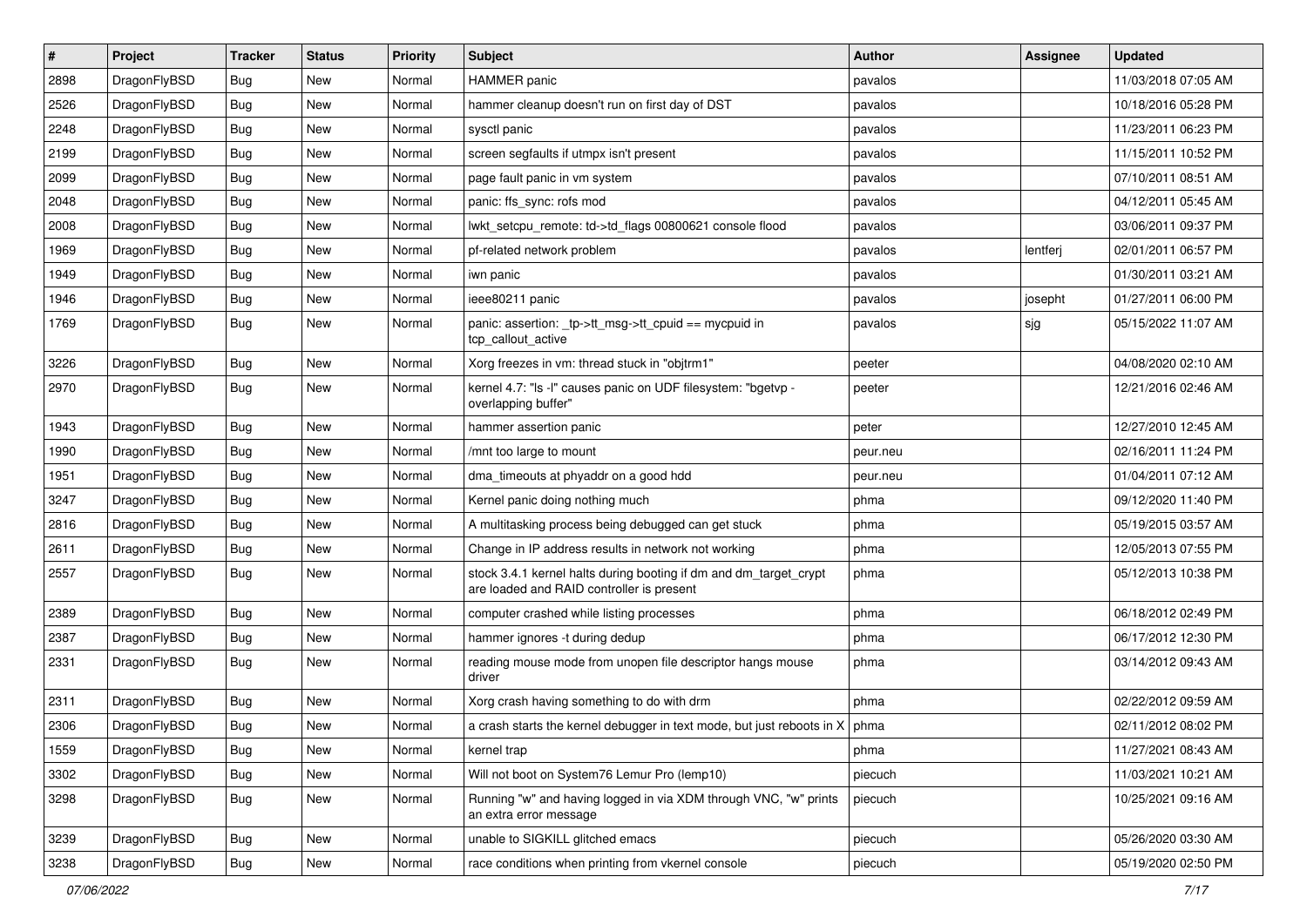| # | Project | Tracker | Status | Priority | Subject | Author | Assignee | Updated |
|---|---|---|---|---|---|---|---|---|
| 2898 | DragonFlyBSD | Bug | New | Normal | HAMMER panic | pavalos | | 11/03/2018 07:05 AM |
| 2526 | DragonFlyBSD | Bug | New | Normal | hammer cleanup doesn't run on first day of DST | pavalos | | 10/18/2016 05:28 PM |
| 2248 | DragonFlyBSD | Bug | New | Normal | sysctl panic | pavalos | | 11/23/2011 06:23 PM |
| 2199 | DragonFlyBSD | Bug | New | Normal | screen segfaults if utmpx isn't present | pavalos | | 11/15/2011 10:52 PM |
| 2099 | DragonFlyBSD | Bug | New | Normal | page fault panic in vm system | pavalos | | 07/10/2011 08:51 AM |
| 2048 | DragonFlyBSD | Bug | New | Normal | panic: ffs_sync: rofs mod | pavalos | | 04/12/2011 05:45 AM |
| 2008 | DragonFlyBSD | Bug | New | Normal | lwkt_setcpu_remote: td->td_flags 00800621 console flood | pavalos | | 03/06/2011 09:37 PM |
| 1969 | DragonFlyBSD | Bug | New | Normal | pf-related network problem | pavalos | lentferj | 02/01/2011 06:57 PM |
| 1949 | DragonFlyBSD | Bug | New | Normal | iwn panic | pavalos | | 01/30/2011 03:21 AM |
| 1946 | DragonFlyBSD | Bug | New | Normal | ieee80211 panic | pavalos | josepht | 01/27/2011 06:00 PM |
| 1769 | DragonFlyBSD | Bug | New | Normal | panic: assertion: _tp->tt_msg->tt_cpuid == mycpuid in tcp_callout_active | pavalos | sjg | 05/15/2022 11:07 AM |
| 3226 | DragonFlyBSD | Bug | New | Normal | Xorg freezes in vm: thread stuck in "objtrm1" | peeter | | 04/08/2020 02:10 AM |
| 2970 | DragonFlyBSD | Bug | New | Normal | kernel 4.7: "ls -l" causes panic on UDF filesystem: "bgetvp - overlapping buffer" | peeter | | 12/21/2016 02:46 AM |
| 1943 | DragonFlyBSD | Bug | New | Normal | hammer assertion panic | peter | | 12/27/2010 12:45 AM |
| 1990 | DragonFlyBSD | Bug | New | Normal | /mnt too large to mount | peur.neu | | 02/16/2011 11:24 PM |
| 1951 | DragonFlyBSD | Bug | New | Normal | dma_timeouts at phyaddr on a good hdd | peur.neu | | 01/04/2011 07:12 AM |
| 3247 | DragonFlyBSD | Bug | New | Normal | Kernel panic doing nothing much | phma | | 09/12/2020 11:40 PM |
| 2816 | DragonFlyBSD | Bug | New | Normal | A multitasking process being debugged can get stuck | phma | | 05/19/2015 03:57 AM |
| 2611 | DragonFlyBSD | Bug | New | Normal | Change in IP address results in network not working | phma | | 12/05/2013 07:55 PM |
| 2557 | DragonFlyBSD | Bug | New | Normal | stock 3.4.1 kernel halts during booting if dm and dm_target_crypt are loaded and RAID controller is present | phma | | 05/12/2013 10:38 PM |
| 2389 | DragonFlyBSD | Bug | New | Normal | computer crashed while listing processes | phma | | 06/18/2012 02:49 PM |
| 2387 | DragonFlyBSD | Bug | New | Normal | hammer ignores -t during dedup | phma | | 06/17/2012 12:30 PM |
| 2331 | DragonFlyBSD | Bug | New | Normal | reading mouse mode from unopen file descriptor hangs mouse driver | phma | | 03/14/2012 09:43 AM |
| 2311 | DragonFlyBSD | Bug | New | Normal | Xorg crash having something to do with drm | phma | | 02/22/2012 09:59 AM |
| 2306 | DragonFlyBSD | Bug | New | Normal | a crash starts the kernel debugger in text mode, but just reboots in X | phma | | 02/11/2012 08:02 PM |
| 1559 | DragonFlyBSD | Bug | New | Normal | kernel trap | phma | | 11/27/2021 08:43 AM |
| 3302 | DragonFlyBSD | Bug | New | Normal | Will not boot on System76 Lemur Pro (lemp10) | piecuch | | 11/03/2021 10:21 AM |
| 3298 | DragonFlyBSD | Bug | New | Normal | Running "w" and having logged in via XDM through VNC, "w" prints an extra error message | piecuch | | 10/25/2021 09:16 AM |
| 3239 | DragonFlyBSD | Bug | New | Normal | unable to SIGKILL glitched emacs | piecuch | | 05/26/2020 03:30 AM |
| 3238 | DragonFlyBSD | Bug | New | Normal | race conditions when printing from vkernel console | piecuch | | 05/19/2020 02:50 PM |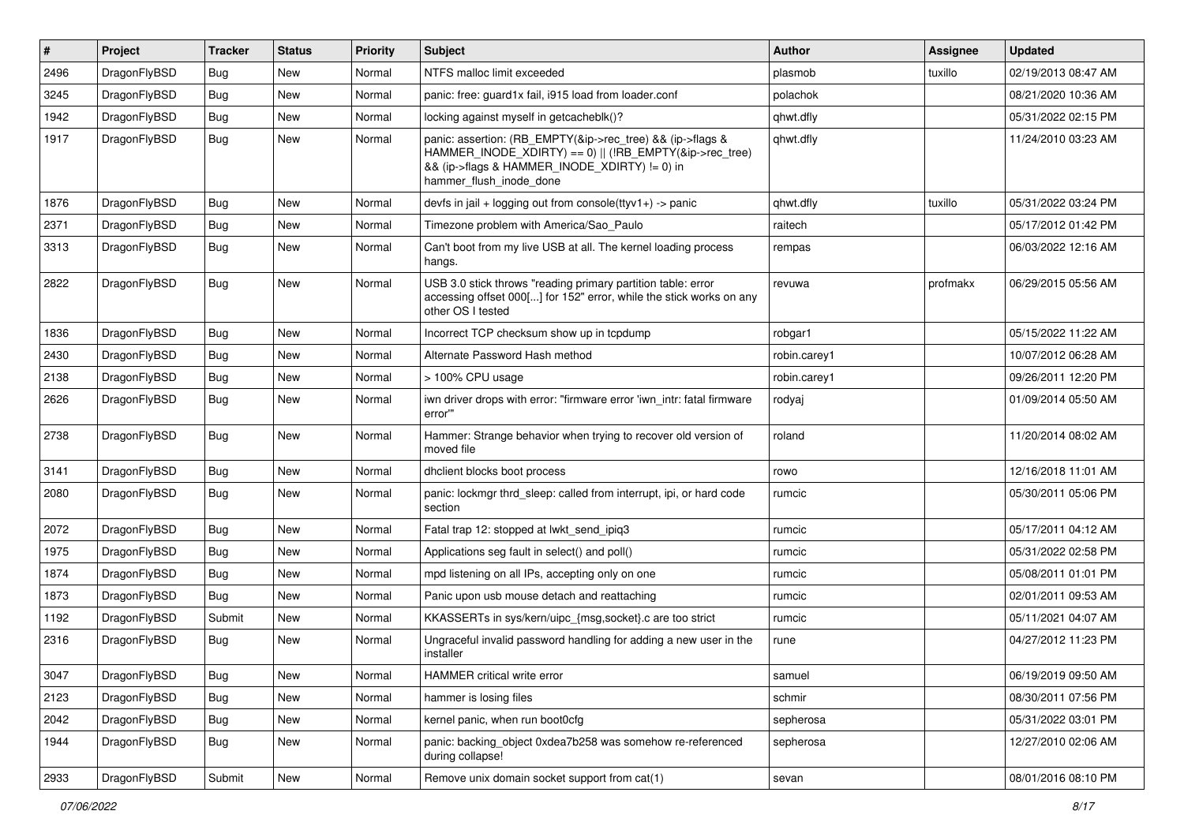| # | Project | Tracker | Status | Priority | Subject | Author | Assignee | Updated |
|---|---|---|---|---|---|---|---|---|
| 2496 | DragonFlyBSD | Bug | New | Normal | NTFS malloc limit exceeded | plasmob | tuxillo | 02/19/2013 08:47 AM |
| 3245 | DragonFlyBSD | Bug | New | Normal | panic: free: guard1x fail, i915 load from loader.conf | polachok | | 08/21/2020 10:36 AM |
| 1942 | DragonFlyBSD | Bug | New | Normal | locking against myself in getcacheblk()? | qhwt.dfly | | 05/31/2022 02:15 PM |
| 1917 | DragonFlyBSD | Bug | New | Normal | panic: assertion: (RB_EMPTY(&ip->rec_tree) && (ip->flags & HAMMER_INODE_XDIRTY) == 0) \|\| (!RB_EMPTY(&ip->rec_tree) && (ip->flags & HAMMER_INODE_XDIRTY) != 0) in hammer_flush_inode_done | qhwt.dfly | | 11/24/2010 03:23 AM |
| 1876 | DragonFlyBSD | Bug | New | Normal | devfs in jail + logging out from console(ttyv1+) -> panic | qhwt.dfly | tuxillo | 05/31/2022 03:24 PM |
| 2371 | DragonFlyBSD | Bug | New | Normal | Timezone problem with America/Sao_Paulo | raitech | | 05/17/2012 01:42 PM |
| 3313 | DragonFlyBSD | Bug | New | Normal | Can't boot from my live USB at all. The kernel loading process hangs. | rempas | | 06/03/2022 12:16 AM |
| 2822 | DragonFlyBSD | Bug | New | Normal | USB 3.0 stick throws "reading primary partition table: error accessing offset 000[...] for 152" error, while the stick works on any other OS I tested | revuwa | profmakx | 06/29/2015 05:56 AM |
| 1836 | DragonFlyBSD | Bug | New | Normal | Incorrect TCP checksum show up in tcpdump | robgar1 | | 05/15/2022 11:22 AM |
| 2430 | DragonFlyBSD | Bug | New | Normal | Alternate Password Hash method | robin.carey1 | | 10/07/2012 06:28 AM |
| 2138 | DragonFlyBSD | Bug | New | Normal | > 100% CPU usage | robin.carey1 | | 09/26/2011 12:20 PM |
| 2626 | DragonFlyBSD | Bug | New | Normal | iwn driver drops with error: "firmware error 'iwn_intr: fatal firmware error'" | rodyaj | | 01/09/2014 05:50 AM |
| 2738 | DragonFlyBSD | Bug | New | Normal | Hammer: Strange behavior when trying to recover old version of moved file | roland | | 11/20/2014 08:02 AM |
| 3141 | DragonFlyBSD | Bug | New | Normal | dhclient blocks boot process | rowo | | 12/16/2018 11:01 AM |
| 2080 | DragonFlyBSD | Bug | New | Normal | panic: lockmgr thrd_sleep: called from interrupt, ipi, or hard code section | rumcic | | 05/30/2011 05:06 PM |
| 2072 | DragonFlyBSD | Bug | New | Normal | Fatal trap 12: stopped at lwkt_send_ipiq3 | rumcic | | 05/17/2011 04:12 AM |
| 1975 | DragonFlyBSD | Bug | New | Normal | Applications seg fault in select() and poll() | rumcic | | 05/31/2022 02:58 PM |
| 1874 | DragonFlyBSD | Bug | New | Normal | mpd listening on all IPs, accepting only on one | rumcic | | 05/08/2011 01:01 PM |
| 1873 | DragonFlyBSD | Bug | New | Normal | Panic upon usb mouse detach and reattaching | rumcic | | 02/01/2011 09:53 AM |
| 1192 | DragonFlyBSD | Submit | New | Normal | KKASSERTs in sys/kern/uipc_{msg,socket}.c are too strict | rumcic | | 05/11/2021 04:07 AM |
| 2316 | DragonFlyBSD | Bug | New | Normal | Ungraceful invalid password handling for adding a new user in the installer | rune | | 04/27/2012 11:23 PM |
| 3047 | DragonFlyBSD | Bug | New | Normal | HAMMER critical write error | samuel | | 06/19/2019 09:50 AM |
| 2123 | DragonFlyBSD | Bug | New | Normal | hammer is losing files | schmir | | 08/30/2011 07:56 PM |
| 2042 | DragonFlyBSD | Bug | New | Normal | kernel panic, when run boot0cfg | sepherosa | | 05/31/2022 03:01 PM |
| 1944 | DragonFlyBSD | Bug | New | Normal | panic: backing_object 0xdea7b258 was somehow re-referenced during collapse! | sepherosa | | 12/27/2010 02:06 AM |
| 2933 | DragonFlyBSD | Submit | New | Normal | Remove unix domain socket support from cat(1) | sevan | | 08/01/2016 08:10 PM |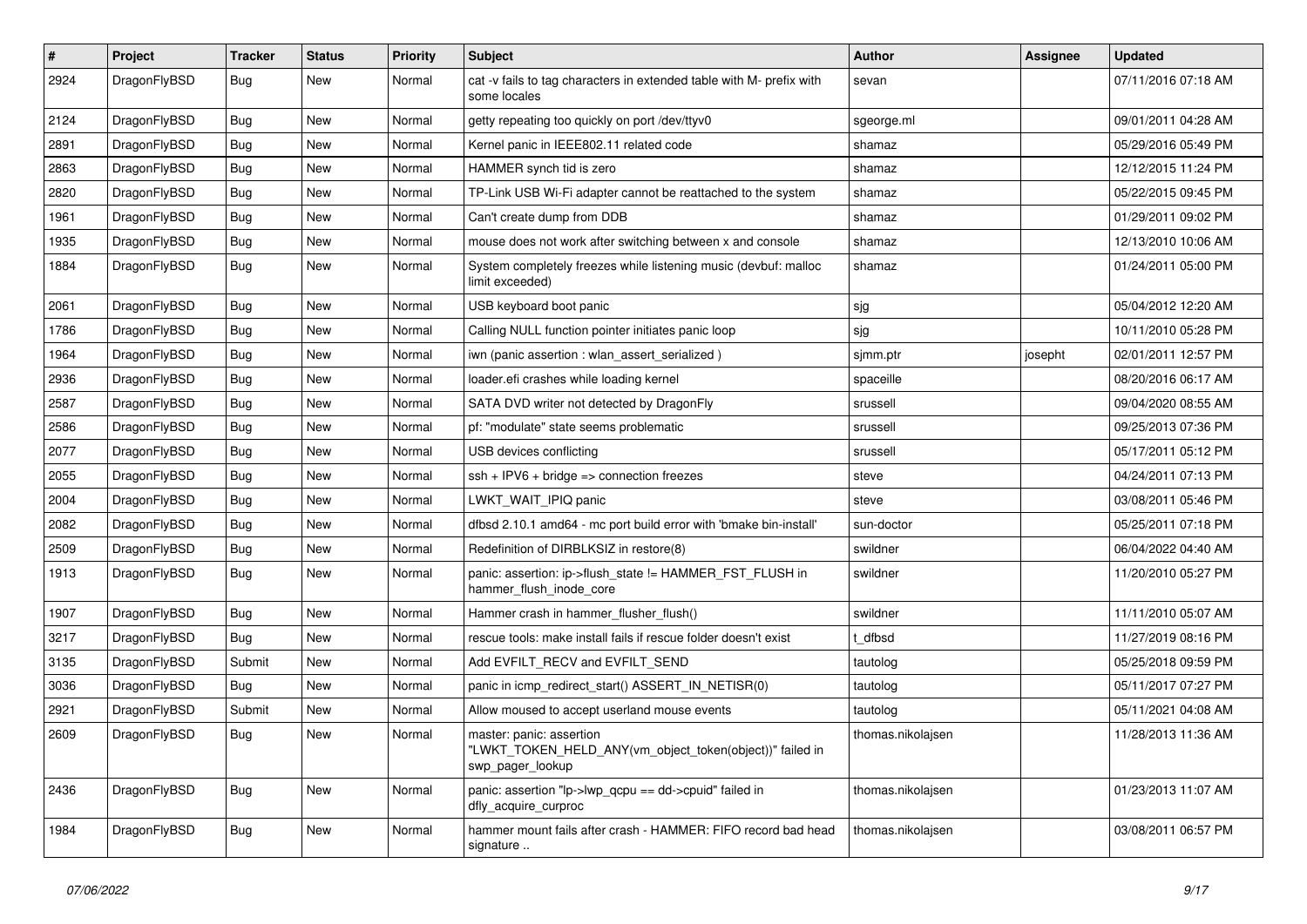| # | Project | Tracker | Status | Priority | Subject | Author | Assignee | Updated |
|---|---|---|---|---|---|---|---|---|
| 2924 | DragonFlyBSD | Bug | New | Normal | cat -v fails to tag characters in extended table with M- prefix with some locales | sevan | | 07/11/2016 07:18 AM |
| 2124 | DragonFlyBSD | Bug | New | Normal | getty repeating too quickly on port /dev/ttyv0 | sgeorge.ml | | 09/01/2011 04:28 AM |
| 2891 | DragonFlyBSD | Bug | New | Normal | Kernel panic in IEEE802.11 related code | shamaz | | 05/29/2016 05:49 PM |
| 2863 | DragonFlyBSD | Bug | New | Normal | HAMMER synch tid is zero | shamaz | | 12/12/2015 11:24 PM |
| 2820 | DragonFlyBSD | Bug | New | Normal | TP-Link USB Wi-Fi adapter cannot be reattached to the system | shamaz | | 05/22/2015 09:45 PM |
| 1961 | DragonFlyBSD | Bug | New | Normal | Can't create dump from DDB | shamaz | | 01/29/2011 09:02 PM |
| 1935 | DragonFlyBSD | Bug | New | Normal | mouse does not work after switching between x and console | shamaz | | 12/13/2010 10:06 AM |
| 1884 | DragonFlyBSD | Bug | New | Normal | System completely freezes while listening music (devbuf: malloc limit exceeded) | shamaz | | 01/24/2011 05:00 PM |
| 2061 | DragonFlyBSD | Bug | New | Normal | USB keyboard boot panic | sjg | | 05/04/2012 12:20 AM |
| 1786 | DragonFlyBSD | Bug | New | Normal | Calling NULL function pointer initiates panic loop | sjg | | 10/11/2010 05:28 PM |
| 1964 | DragonFlyBSD | Bug | New | Normal | iwn (panic assertion : wlan_assert_serialized ) | sjmm.ptr | josepht | 02/01/2011 12:57 PM |
| 2936 | DragonFlyBSD | Bug | New | Normal | loader.efi crashes while loading kernel | spaceille | | 08/20/2016 06:17 AM |
| 2587 | DragonFlyBSD | Bug | New | Normal | SATA DVD writer not detected by DragonFly | srussell | | 09/04/2020 08:55 AM |
| 2586 | DragonFlyBSD | Bug | New | Normal | pf: "modulate" state seems problematic | srussell | | 09/25/2013 07:36 PM |
| 2077 | DragonFlyBSD | Bug | New | Normal | USB devices conflicting | srussell | | 05/17/2011 05:12 PM |
| 2055 | DragonFlyBSD | Bug | New | Normal | ssh + IPV6 + bridge => connection freezes | steve | | 04/24/2011 07:13 PM |
| 2004 | DragonFlyBSD | Bug | New | Normal | LWKT_WAIT_IPIQ panic | steve | | 03/08/2011 05:46 PM |
| 2082 | DragonFlyBSD | Bug | New | Normal | dfbsd 2.10.1 amd64 - mc port build error with 'bmake bin-install' | sun-doctor | | 05/25/2011 07:18 PM |
| 2509 | DragonFlyBSD | Bug | New | Normal | Redefinition of DIRBLKSIZ in restore(8) | swildner | | 06/04/2022 04:40 AM |
| 1913 | DragonFlyBSD | Bug | New | Normal | panic: assertion: ip->flush_state != HAMMER_FST_FLUSH in hammer_flush_inode_core | swildner | | 11/20/2010 05:27 PM |
| 1907 | DragonFlyBSD | Bug | New | Normal | Hammer crash in hammer_flusher_flush() | swildner | | 11/11/2010 05:07 AM |
| 3217 | DragonFlyBSD | Bug | New | Normal | rescue tools: make install fails if rescue folder doesn't exist | t_dfbsd | | 11/27/2019 08:16 PM |
| 3135 | DragonFlyBSD | Submit | New | Normal | Add EVFILT_RECV and EVFILT_SEND | tautolog | | 05/25/2018 09:59 PM |
| 3036 | DragonFlyBSD | Bug | New | Normal | panic in icmp_redirect_start() ASSERT_IN_NETISR(0) | tautolog | | 05/11/2017 07:27 PM |
| 2921 | DragonFlyBSD | Submit | New | Normal | Allow moused to accept userland mouse events | tautolog | | 05/11/2021 04:08 AM |
| 2609 | DragonFlyBSD | Bug | New | Normal | master: panic: assertion "LWKT_TOKEN_HELD_ANY(vm_object_token(object))" failed in swp_pager_lookup | thomas.nikolajsen | | 11/28/2013 11:36 AM |
| 2436 | DragonFlyBSD | Bug | New | Normal | panic: assertion "lp->lwp_qcpu == dd->cpuid" failed in dfly_acquire_curproc | thomas.nikolajsen | | 01/23/2013 11:07 AM |
| 1984 | DragonFlyBSD | Bug | New | Normal | hammer mount fails after crash - HAMMER: FIFO record bad head signature .. | thomas.nikolajsen | | 03/08/2011 06:57 PM |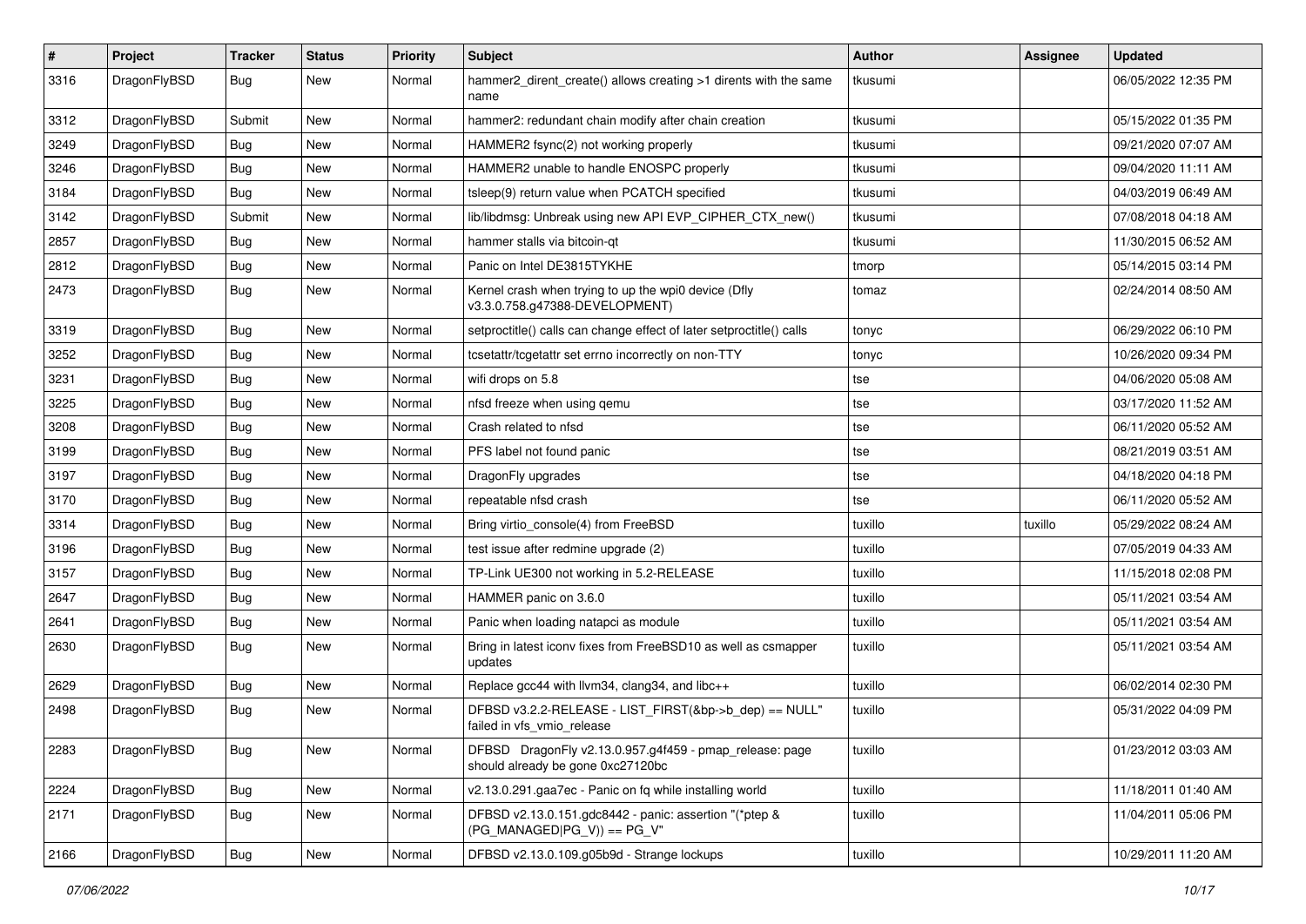| # | Project | Tracker | Status | Priority | Subject | Author | Assignee | Updated |
|---|---|---|---|---|---|---|---|---|
| 3316 | DragonFlyBSD | Bug | New | Normal | hammer2_dirent_create() allows creating >1 dirents with the same name | tkusumi | | 06/05/2022 12:35 PM |
| 3312 | DragonFlyBSD | Submit | New | Normal | hammer2: redundant chain modify after chain creation | tkusumi | | 05/15/2022 01:35 PM |
| 3249 | DragonFlyBSD | Bug | New | Normal | HAMMER2 fsync(2) not working properly | tkusumi | | 09/21/2020 07:07 AM |
| 3246 | DragonFlyBSD | Bug | New | Normal | HAMMER2 unable to handle ENOSPC properly | tkusumi | | 09/04/2020 11:11 AM |
| 3184 | DragonFlyBSD | Bug | New | Normal | tsleep(9) return value when PCATCH specified | tkusumi | | 04/03/2019 06:49 AM |
| 3142 | DragonFlyBSD | Submit | New | Normal | lib/libdmsg: Unbreak using new API EVP_CIPHER_CTX_new() | tkusumi | | 07/08/2018 04:18 AM |
| 2857 | DragonFlyBSD | Bug | New | Normal | hammer stalls via bitcoin-qt | tkusumi | | 11/30/2015 06:52 AM |
| 2812 | DragonFlyBSD | Bug | New | Normal | Panic on Intel DE3815TYKHE | tmorp | | 05/14/2015 03:14 PM |
| 2473 | DragonFlyBSD | Bug | New | Normal | Kernel crash when trying to up the wpi0 device (Dfly v3.3.0.758.g47388-DEVELOPMENT) | tomaz | | 02/24/2014 08:50 AM |
| 3319 | DragonFlyBSD | Bug | New | Normal | setproctitle() calls can change effect of later setproctitle() calls | tonyc | | 06/29/2022 06:10 PM |
| 3252 | DragonFlyBSD | Bug | New | Normal | tcsetattr/tcgetattr set errno incorrectly on non-TTY | tonyc | | 10/26/2020 09:34 PM |
| 3231 | DragonFlyBSD | Bug | New | Normal | wifi drops on 5.8 | tse | | 04/06/2020 05:08 AM |
| 3225 | DragonFlyBSD | Bug | New | Normal | nfsd freeze when using qemu | tse | | 03/17/2020 11:52 AM |
| 3208 | DragonFlyBSD | Bug | New | Normal | Crash related to nfsd | tse | | 06/11/2020 05:52 AM |
| 3199 | DragonFlyBSD | Bug | New | Normal | PFS label not found panic | tse | | 08/21/2019 03:51 AM |
| 3197 | DragonFlyBSD | Bug | New | Normal | DragonFly upgrades | tse | | 04/18/2020 04:18 PM |
| 3170 | DragonFlyBSD | Bug | New | Normal | repeatable nfsd crash | tse | | 06/11/2020 05:52 AM |
| 3314 | DragonFlyBSD | Bug | New | Normal | Bring virtio_console(4) from FreeBSD | tuxillo | tuxillo | 05/29/2022 08:24 AM |
| 3196 | DragonFlyBSD | Bug | New | Normal | test issue after redmine upgrade (2) | tuxillo | | 07/05/2019 04:33 AM |
| 3157 | DragonFlyBSD | Bug | New | Normal | TP-Link UE300 not working in 5.2-RELEASE | tuxillo | | 11/15/2018 02:08 PM |
| 2647 | DragonFlyBSD | Bug | New | Normal | HAMMER panic on 3.6.0 | tuxillo | | 05/11/2021 03:54 AM |
| 2641 | DragonFlyBSD | Bug | New | Normal | Panic when loading natapci as module | tuxillo | | 05/11/2021 03:54 AM |
| 2630 | DragonFlyBSD | Bug | New | Normal | Bring in latest iconv fixes from FreeBSD10 as well as csmapper updates | tuxillo | | 05/11/2021 03:54 AM |
| 2629 | DragonFlyBSD | Bug | New | Normal | Replace gcc44 with llvm34, clang34, and libc++ | tuxillo | | 06/02/2014 02:30 PM |
| 2498 | DragonFlyBSD | Bug | New | Normal | DFBSD v3.2.2-RELEASE - LIST_FIRST(&bp->b_dep) == NULL" failed in vfs_vmio_release | tuxillo | | 05/31/2022 04:09 PM |
| 2283 | DragonFlyBSD | Bug | New | Normal | DFBSD DragonFly v2.13.0.957.g4f459 - pmap_release: page should already be gone 0xc27120bc | tuxillo | | 01/23/2012 03:03 AM |
| 2224 | DragonFlyBSD | Bug | New | Normal | v2.13.0.291.gaa7ec - Panic on fq while installing world | tuxillo | | 11/18/2011 01:40 AM |
| 2171 | DragonFlyBSD | Bug | New | Normal | DFBSD v2.13.0.151.gdc8442 - panic: assertion "(*ptep & (PG_MANAGED\|PG_V)) == PG_V" | tuxillo | | 11/04/2011 05:06 PM |
| 2166 | DragonFlyBSD | Bug | New | Normal | DFBSD v2.13.0.109.g05b9d - Strange lockups | tuxillo | | 10/29/2011 11:20 AM |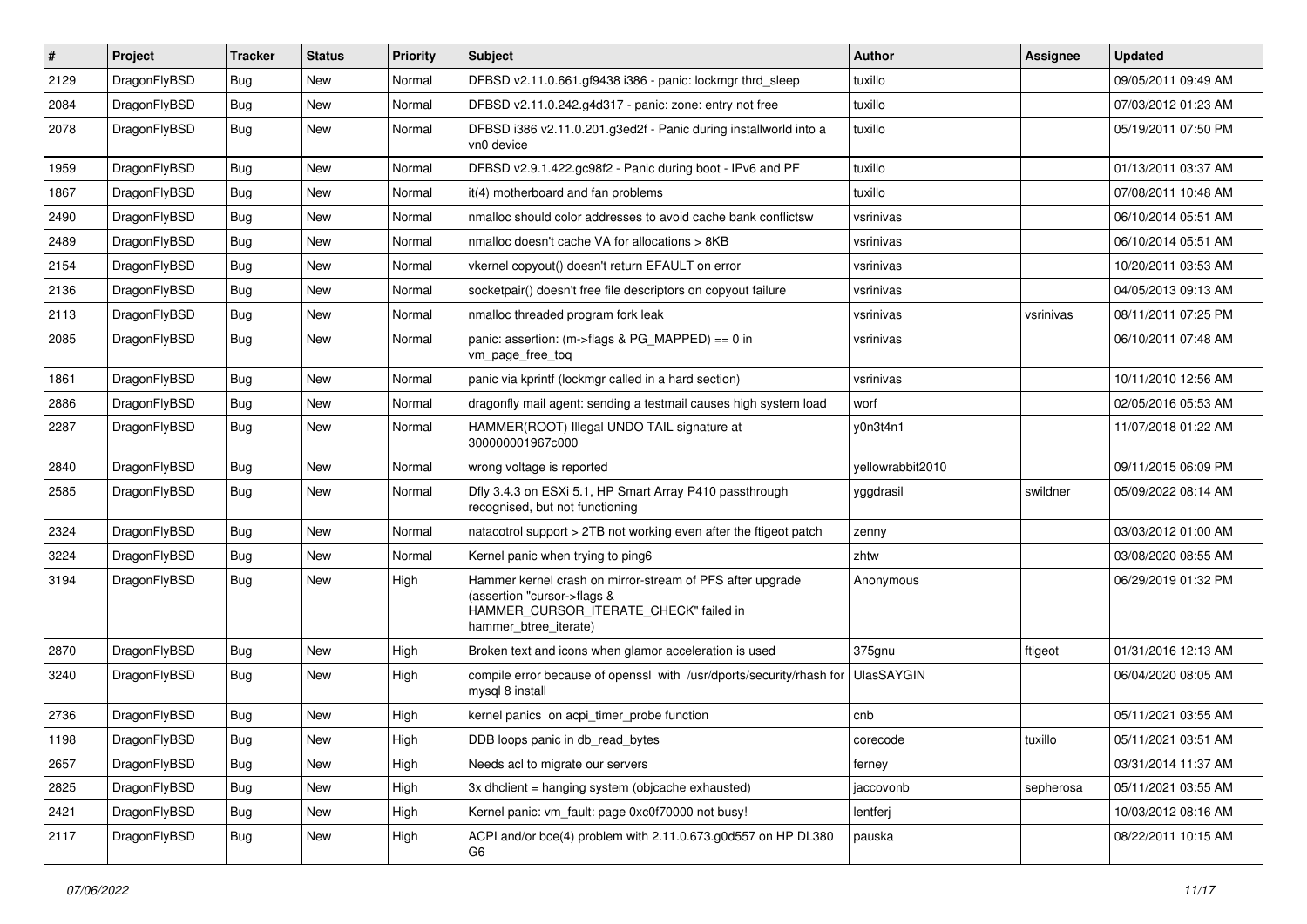| # | Project | Tracker | Status | Priority | Subject | Author | Assignee | Updated |
|---|---|---|---|---|---|---|---|---|
| 2129 | DragonFlyBSD | Bug | New | Normal | DFBSD v2.11.0.661.gf9438 i386 - panic: lockmgr thrd_sleep | tuxillo | | 09/05/2011 09:49 AM |
| 2084 | DragonFlyBSD | Bug | New | Normal | DFBSD v2.11.0.242.g4d317 - panic: zone: entry not free | tuxillo | | 07/03/2012 01:23 AM |
| 2078 | DragonFlyBSD | Bug | New | Normal | DFBSD i386 v2.11.0.201.g3ed2f - Panic during installworld into a vn0 device | tuxillo | | 05/19/2011 07:50 PM |
| 1959 | DragonFlyBSD | Bug | New | Normal | DFBSD v2.9.1.422.gc98f2 - Panic during boot - IPv6 and PF | tuxillo | | 01/13/2011 03:37 AM |
| 1867 | DragonFlyBSD | Bug | New | Normal | it(4) motherboard and fan problems | tuxillo | | 07/08/2011 10:48 AM |
| 2490 | DragonFlyBSD | Bug | New | Normal | nmalloc should color addresses to avoid cache bank conflictsw | vsrinivas | | 06/10/2014 05:51 AM |
| 2489 | DragonFlyBSD | Bug | New | Normal | nmalloc doesn't cache VA for allocations > 8KB | vsrinivas | | 06/10/2014 05:51 AM |
| 2154 | DragonFlyBSD | Bug | New | Normal | vkernel copyout() doesn't return EFAULT on error | vsrinivas | | 10/20/2011 03:53 AM |
| 2136 | DragonFlyBSD | Bug | New | Normal | socketpair() doesn't free file descriptors on copyout failure | vsrinivas | | 04/05/2013 09:13 AM |
| 2113 | DragonFlyBSD | Bug | New | Normal | nmalloc threaded program fork leak | vsrinivas | vsrinivas | 08/11/2011 07:25 PM |
| 2085 | DragonFlyBSD | Bug | New | Normal | panic: assertion: (m->flags & PG_MAPPED) == 0 in vm_page_free_toq | vsrinivas | | 06/10/2011 07:48 AM |
| 1861 | DragonFlyBSD | Bug | New | Normal | panic via kprintf (lockmgr called in a hard section) | vsrinivas | | 10/11/2010 12:56 AM |
| 2886 | DragonFlyBSD | Bug | New | Normal | dragonfly mail agent: sending a testmail causes high system load | worf | | 02/05/2016 05:53 AM |
| 2287 | DragonFlyBSD | Bug | New | Normal | HAMMER(ROOT) Illegal UNDO TAIL signature at 300000001967c000 | y0n3t4n1 | | 11/07/2018 01:22 AM |
| 2840 | DragonFlyBSD | Bug | New | Normal | wrong voltage is reported | yellowrabbit2010 | | 09/11/2015 06:09 PM |
| 2585 | DragonFlyBSD | Bug | New | Normal | Dfly 3.4.3 on ESXi 5.1, HP Smart Array P410 passthrough recognised, but not functioning | yggdrasil | swildner | 05/09/2022 08:14 AM |
| 2324 | DragonFlyBSD | Bug | New | Normal | natacotrol support > 2TB not working even after the ftigeot patch | zenny | | 03/03/2012 01:00 AM |
| 3224 | DragonFlyBSD | Bug | New | Normal | Kernel panic when trying to ping6 | zhtw | | 03/08/2020 08:55 AM |
| 3194 | DragonFlyBSD | Bug | New | High | Hammer kernel crash on mirror-stream of PFS after upgrade (assertion "cursor->flags & HAMMER_CURSOR_ITERATE_CHECK" failed in hammer_btree_iterate) | Anonymous | | 06/29/2019 01:32 PM |
| 2870 | DragonFlyBSD | Bug | New | High | Broken text and icons when glamor acceleration is used | 375gnu | ftigeot | 01/31/2016 12:13 AM |
| 3240 | DragonFlyBSD | Bug | New | High | compile error because of openssl with /usr/dports/security/rhash for mysql 8 install | UlasSAYGIN | | 06/04/2020 08:05 AM |
| 2736 | DragonFlyBSD | Bug | New | High | kernel panics on acpi_timer_probe function | cnb | | 05/11/2021 03:55 AM |
| 1198 | DragonFlyBSD | Bug | New | High | DDB loops panic in db_read_bytes | corecode | tuxillo | 05/11/2021 03:51 AM |
| 2657 | DragonFlyBSD | Bug | New | High | Needs acl to migrate our servers | ferney | | 03/31/2014 11:37 AM |
| 2825 | DragonFlyBSD | Bug | New | High | 3x dhclient = hanging system (objcache exhausted) | jaccovonb | sepherosa | 05/11/2021 03:55 AM |
| 2421 | DragonFlyBSD | Bug | New | High | Kernel panic: vm_fault: page 0xc0f70000 not busy! | lentferj | | 10/03/2012 08:16 AM |
| 2117 | DragonFlyBSD | Bug | New | High | ACPI and/or bce(4) problem with 2.11.0.673.g0d557 on HP DL380 G6 | pauska | | 08/22/2011 10:15 AM |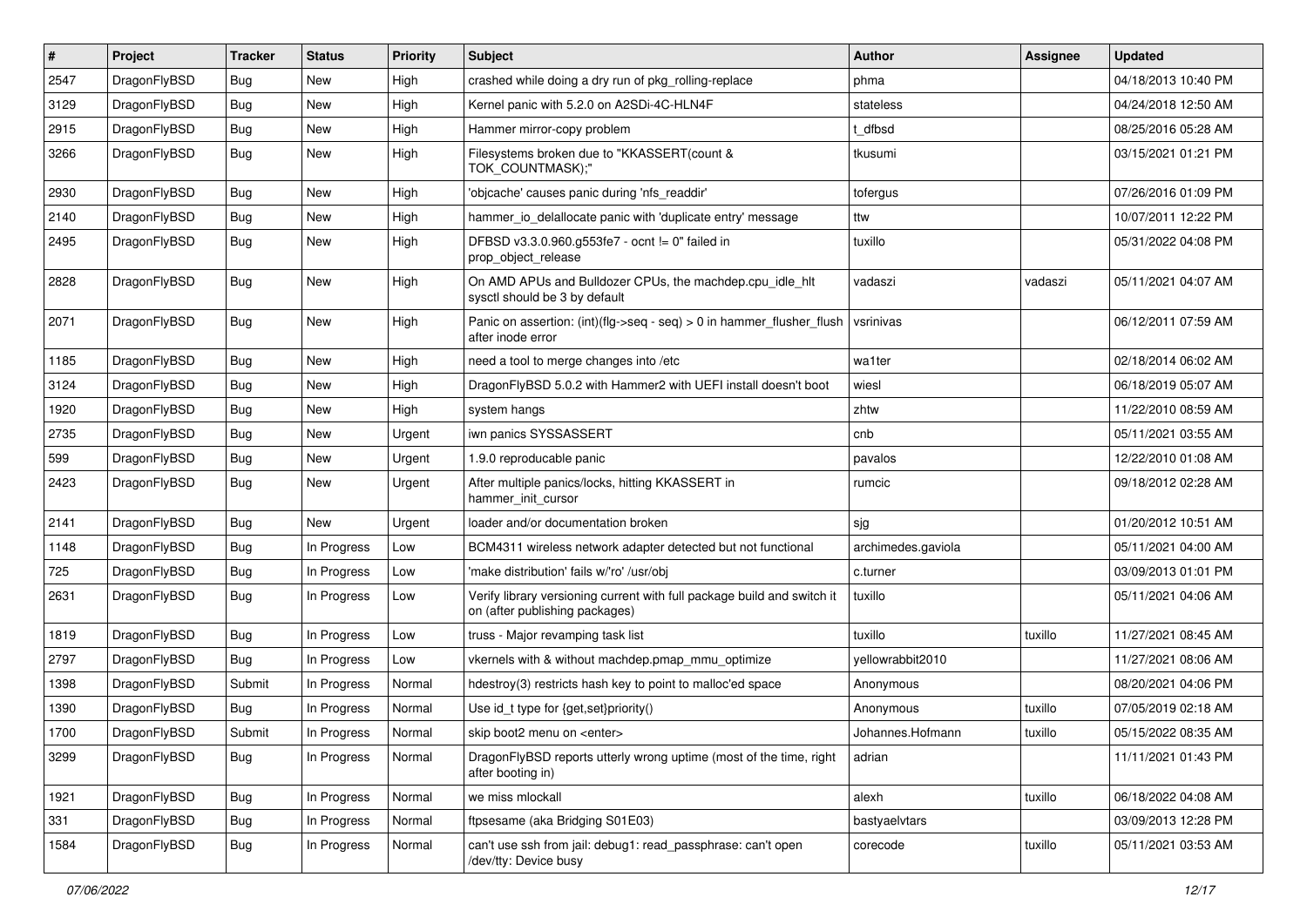| # | Project | Tracker | Status | Priority | Subject | Author | Assignee | Updated |
| --- | --- | --- | --- | --- | --- | --- | --- | --- |
| 2547 | DragonFlyBSD | Bug | New | High | crashed while doing a dry run of pkg_rolling-replace | phma | | 04/18/2013 10:40 PM |
| 3129 | DragonFlyBSD | Bug | New | High | Kernel panic with 5.2.0 on A2SDi-4C-HLN4F | stateless | | 04/24/2018 12:50 AM |
| 2915 | DragonFlyBSD | Bug | New | High | Hammer mirror-copy problem | t_dfbsd | | 08/25/2016 05:28 AM |
| 3266 | DragonFlyBSD | Bug | New | High | Filesystems broken due to "KKASSERT(count & TOK_COUNTMASK);" | tkusumi | | 03/15/2021 01:21 PM |
| 2930 | DragonFlyBSD | Bug | New | High | 'objcache' causes panic during 'nfs_readdir' | tofergus | | 07/26/2016 01:09 PM |
| 2140 | DragonFlyBSD | Bug | New | High | hammer_io_delallocate panic with 'duplicate entry' message | ttw | | 10/07/2011 12:22 PM |
| 2495 | DragonFlyBSD | Bug | New | High | DFBSD v3.3.0.960.g553fe7 - ocnt != 0" failed in prop_object_release | tuxillo | | 05/31/2022 04:08 PM |
| 2828 | DragonFlyBSD | Bug | New | High | On AMD APUs and Bulldozer CPUs, the machdep.cpu_idle_hlt sysctl should be 3 by default | vadaszi | vadaszi | 05/11/2021 04:07 AM |
| 2071 | DragonFlyBSD | Bug | New | High | Panic on assertion: (int)(flg->seq - seq) > 0 in hammer_flusher_flush after inode error | vsrinivas | | 06/12/2011 07:59 AM |
| 1185 | DragonFlyBSD | Bug | New | High | need a tool to merge changes into /etc | wa1ter | | 02/18/2014 06:02 AM |
| 3124 | DragonFlyBSD | Bug | New | High | DragonFlyBSD 5.0.2 with Hammer2 with UEFI install doesn't boot | wiesl | | 06/18/2019 05:07 AM |
| 1920 | DragonFlyBSD | Bug | New | High | system hangs | zhtw | | 11/22/2010 08:59 AM |
| 2735 | DragonFlyBSD | Bug | New | Urgent | iwn panics SYSSASSERT | cnb | | 05/11/2021 03:55 AM |
| 599 | DragonFlyBSD | Bug | New | Urgent | 1.9.0 reproducable panic | pavalos | | 12/22/2010 01:08 AM |
| 2423 | DragonFlyBSD | Bug | New | Urgent | After multiple panics/locks, hitting KKASSERT in hammer_init_cursor | rumcic | | 09/18/2012 02:28 AM |
| 2141 | DragonFlyBSD | Bug | New | Urgent | loader and/or documentation broken | sjg | | 01/20/2012 10:51 AM |
| 1148 | DragonFlyBSD | Bug | In Progress | Low | BCM4311 wireless network adapter detected but not functional | archimedes.gaviola | | 05/11/2021 04:00 AM |
| 725 | DragonFlyBSD | Bug | In Progress | Low | 'make distribution' fails w/'ro' /usr/obj | c.turner | | 03/09/2013 01:01 PM |
| 2631 | DragonFlyBSD | Bug | In Progress | Low | Verify library versioning current with full package build and switch it on (after publishing packages) | tuxillo | | 05/11/2021 04:06 AM |
| 1819 | DragonFlyBSD | Bug | In Progress | Low | truss - Major revamping task list | tuxillo | tuxillo | 11/27/2021 08:45 AM |
| 2797 | DragonFlyBSD | Bug | In Progress | Low | vkernels with & without machdep.pmap_mmu_optimize | yellowrabbit2010 | | 11/27/2021 08:06 AM |
| 1398 | DragonFlyBSD | Submit | In Progress | Normal | hdestroy(3) restricts hash key to point to malloc'ed space | Anonymous | | 08/20/2021 04:06 PM |
| 1390 | DragonFlyBSD | Bug | In Progress | Normal | Use id_t type for {get,set}priority() | Anonymous | tuxillo | 07/05/2019 02:18 AM |
| 1700 | DragonFlyBSD | Submit | In Progress | Normal | skip boot2 menu on <enter> | Johannes.Hofmann | tuxillo | 05/15/2022 08:35 AM |
| 3299 | DragonFlyBSD | Bug | In Progress | Normal | DragonFlyBSD reports utterly wrong uptime (most of the time, right after booting in) | adrian | | 11/11/2021 01:43 PM |
| 1921 | DragonFlyBSD | Bug | In Progress | Normal | we miss mlockall | alexh | tuxillo | 06/18/2022 04:08 AM |
| 331 | DragonFlyBSD | Bug | In Progress | Normal | ftpsesame (aka Bridging S01E03) | bastyaelvtars | | 03/09/2013 12:28 PM |
| 1584 | DragonFlyBSD | Bug | In Progress | Normal | can't use ssh from jail: debug1: read_passphrase: can't open /dev/tty: Device busy | corecode | tuxillo | 05/11/2021 03:53 AM |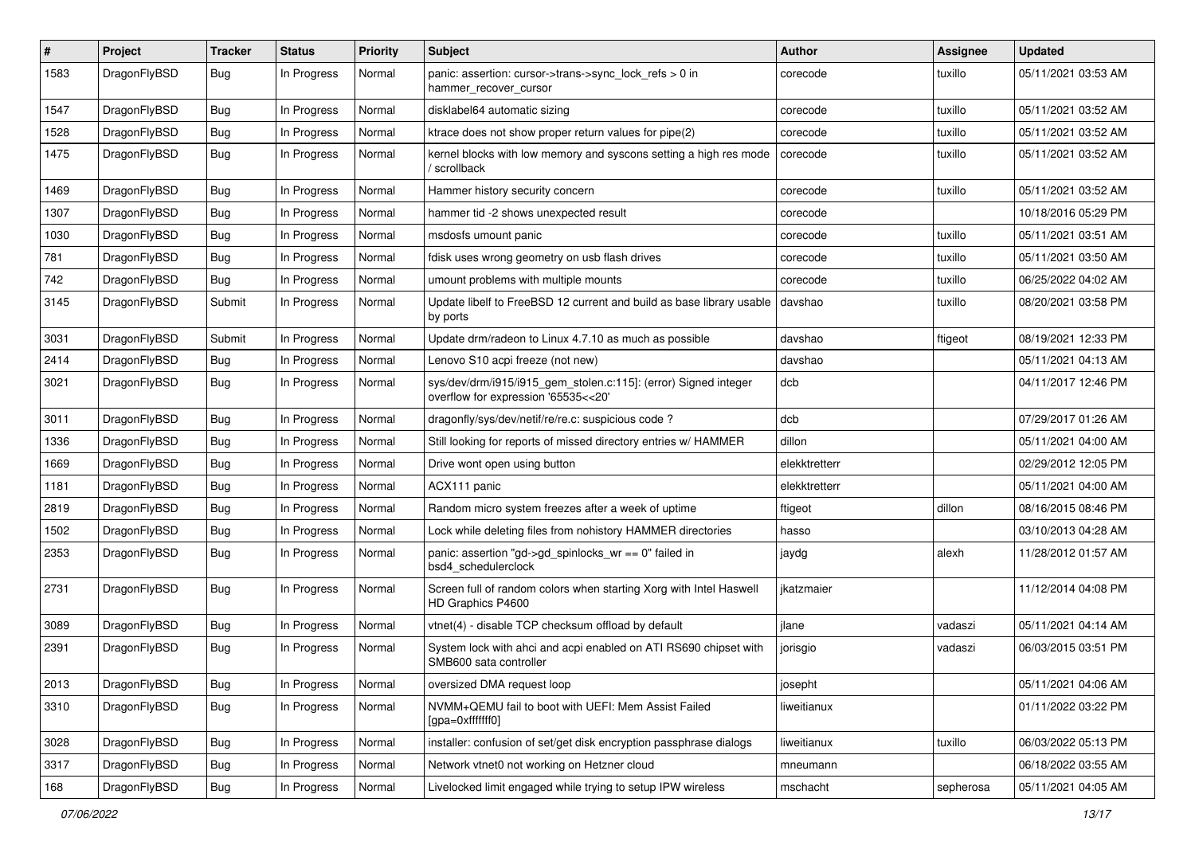| # | Project | Tracker | Status | Priority | Subject | Author | Assignee | Updated |
|---|---|---|---|---|---|---|---|---|
| 1583 | DragonFlyBSD | Bug | In Progress | Normal | panic: assertion: cursor->trans->sync_lock_refs > 0 in hammer_recover_cursor | corecode | tuxillo | 05/11/2021 03:53 AM |
| 1547 | DragonFlyBSD | Bug | In Progress | Normal | disklabel64 automatic sizing | corecode | tuxillo | 05/11/2021 03:52 AM |
| 1528 | DragonFlyBSD | Bug | In Progress | Normal | ktrace does not show proper return values for pipe(2) | corecode | tuxillo | 05/11/2021 03:52 AM |
| 1475 | DragonFlyBSD | Bug | In Progress | Normal | kernel blocks with low memory and syscons setting a high res mode / scrollback | corecode | tuxillo | 05/11/2021 03:52 AM |
| 1469 | DragonFlyBSD | Bug | In Progress | Normal | Hammer history security concern | corecode | tuxillo | 05/11/2021 03:52 AM |
| 1307 | DragonFlyBSD | Bug | In Progress | Normal | hammer tid -2 shows unexpected result | corecode | | 10/18/2016 05:29 PM |
| 1030 | DragonFlyBSD | Bug | In Progress | Normal | msdosfs umount panic | corecode | tuxillo | 05/11/2021 03:51 AM |
| 781 | DragonFlyBSD | Bug | In Progress | Normal | fdisk uses wrong geometry on usb flash drives | corecode | tuxillo | 05/11/2021 03:50 AM |
| 742 | DragonFlyBSD | Bug | In Progress | Normal | umount problems with multiple mounts | corecode | tuxillo | 06/25/2022 04:02 AM |
| 3145 | DragonFlyBSD | Submit | In Progress | Normal | Update libelf to FreeBSD 12 current and build as base library usable by ports | davshao | tuxillo | 08/20/2021 03:58 PM |
| 3031 | DragonFlyBSD | Submit | In Progress | Normal | Update drm/radeon to Linux 4.7.10 as much as possible | davshao | ftigeot | 08/19/2021 12:33 PM |
| 2414 | DragonFlyBSD | Bug | In Progress | Normal | Lenovo S10 acpi freeze (not new) | davshao | | 05/11/2021 04:13 AM |
| 3021 | DragonFlyBSD | Bug | In Progress | Normal | sys/dev/drm/i915/i915_gem_stolen.c:115]: (error) Signed integer overflow for expression '65535<<20' | dcb | | 04/11/2017 12:46 PM |
| 3011 | DragonFlyBSD | Bug | In Progress | Normal | dragonfly/sys/dev/netif/re/re.c: suspicious code ? | dcb | | 07/29/2017 01:26 AM |
| 1336 | DragonFlyBSD | Bug | In Progress | Normal | Still looking for reports of missed directory entries w/ HAMMER | dillon | | 05/11/2021 04:00 AM |
| 1669 | DragonFlyBSD | Bug | In Progress | Normal | Drive wont open using button | elekktretterr | | 02/29/2012 12:05 PM |
| 1181 | DragonFlyBSD | Bug | In Progress | Normal | ACX111 panic | elekktretterr | | 05/11/2021 04:00 AM |
| 2819 | DragonFlyBSD | Bug | In Progress | Normal | Random micro system freezes after a week of uptime | ftigeot | dillon | 08/16/2015 08:46 PM |
| 1502 | DragonFlyBSD | Bug | In Progress | Normal | Lock while deleting files from nohistory HAMMER directories | hasso | | 03/10/2013 04:28 AM |
| 2353 | DragonFlyBSD | Bug | In Progress | Normal | panic: assertion "gd->gd_spinlocks_wr == 0" failed in bsd4_schedulerclock | jaydg | alexh | 11/28/2012 01:57 AM |
| 2731 | DragonFlyBSD | Bug | In Progress | Normal | Screen full of random colors when starting Xorg with Intel Haswell HD Graphics P4600 | jkatzmaier | | 11/12/2014 04:08 PM |
| 3089 | DragonFlyBSD | Bug | In Progress | Normal | vtnet(4) - disable TCP checksum offload by default | jlane | vadaszi | 05/11/2021 04:14 AM |
| 2391 | DragonFlyBSD | Bug | In Progress | Normal | System lock with ahci and acpi enabled on ATI RS690 chipset with SMB600 sata controller | jorisgio | vadaszi | 06/03/2015 03:51 PM |
| 2013 | DragonFlyBSD | Bug | In Progress | Normal | oversized DMA request loop | josepht | | 05/11/2021 04:06 AM |
| 3310 | DragonFlyBSD | Bug | In Progress | Normal | NVMM+QEMU fail to boot with UEFI: Mem Assist Failed [gpa=0xfffffff0] | liweitianux | | 01/11/2022 03:22 PM |
| 3028 | DragonFlyBSD | Bug | In Progress | Normal | installer: confusion of set/get disk encryption passphrase dialogs | liweitianux | tuxillo | 06/03/2022 05:13 PM |
| 3317 | DragonFlyBSD | Bug | In Progress | Normal | Network vtnet0 not working on Hetzner cloud | mneumann | | 06/18/2022 03:55 AM |
| 168 | DragonFlyBSD | Bug | In Progress | Normal | Livelocked limit engaged while trying to setup IPW wireless | mschacht | sepherosa | 05/11/2021 04:05 AM |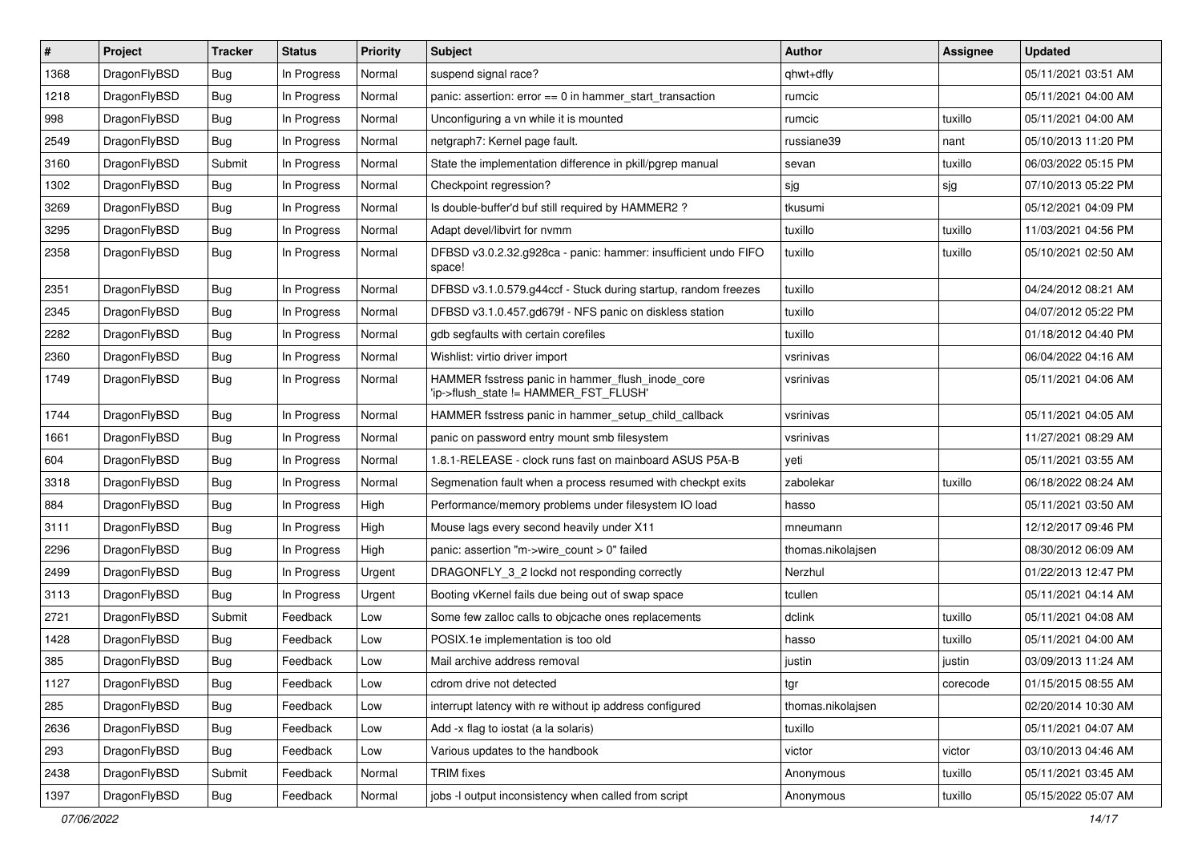| # | Project | Tracker | Status | Priority | Subject | Author | Assignee | Updated |
|---|---|---|---|---|---|---|---|---|
| 1368 | DragonFlyBSD | Bug | In Progress | Normal | suspend signal race? | qhwt+dfly | | 05/11/2021 03:51 AM |
| 1218 | DragonFlyBSD | Bug | In Progress | Normal | panic: assertion: error == 0 in hammer_start_transaction | rumcic | | 05/11/2021 04:00 AM |
| 998 | DragonFlyBSD | Bug | In Progress | Normal | Unconfiguring a vn while it is mounted | rumcic | tuxillo | 05/11/2021 04:00 AM |
| 2549 | DragonFlyBSD | Bug | In Progress | Normal | netgraph7: Kernel page fault. | russiane39 | nant | 05/10/2013 11:20 PM |
| 3160 | DragonFlyBSD | Submit | In Progress | Normal | State the implementation difference in pkill/pgrep manual | sevan | tuxillo | 06/03/2022 05:15 PM |
| 1302 | DragonFlyBSD | Bug | In Progress | Normal | Checkpoint regression? | sjg | sjg | 07/10/2013 05:22 PM |
| 3269 | DragonFlyBSD | Bug | In Progress | Normal | Is double-buffer'd buf still required by HAMMER2 ? | tkusumi | | 05/12/2021 04:09 PM |
| 3295 | DragonFlyBSD | Bug | In Progress | Normal | Adapt devel/libvirt for nvmm | tuxillo | tuxillo | 11/03/2021 04:56 PM |
| 2358 | DragonFlyBSD | Bug | In Progress | Normal | DFBSD v3.0.2.32.g928ca - panic: hammer: insufficient undo FIFO space! | tuxillo | tuxillo | 05/10/2021 02:50 AM |
| 2351 | DragonFlyBSD | Bug | In Progress | Normal | DFBSD v3.1.0.579.g44ccf - Stuck during startup, random freezes | tuxillo | | 04/24/2012 08:21 AM |
| 2345 | DragonFlyBSD | Bug | In Progress | Normal | DFBSD v3.1.0.457.gd679f - NFS panic on diskless station | tuxillo | | 04/07/2012 05:22 PM |
| 2282 | DragonFlyBSD | Bug | In Progress | Normal | gdb segfaults with certain corefiles | tuxillo | | 01/18/2012 04:40 PM |
| 2360 | DragonFlyBSD | Bug | In Progress | Normal | Wishlist: virtio driver import | vsrinivas | | 06/04/2022 04:16 AM |
| 1749 | DragonFlyBSD | Bug | In Progress | Normal | HAMMER fsstress panic in hammer_flush_inode_core 'ip->flush_state != HAMMER_FST_FLUSH' | vsrinivas | | 05/11/2021 04:06 AM |
| 1744 | DragonFlyBSD | Bug | In Progress | Normal | HAMMER fsstress panic in hammer_setup_child_callback | vsrinivas | | 05/11/2021 04:05 AM |
| 1661 | DragonFlyBSD | Bug | In Progress | Normal | panic on password entry mount smb filesystem | vsrinivas | | 11/27/2021 08:29 AM |
| 604 | DragonFlyBSD | Bug | In Progress | Normal | 1.8.1-RELEASE - clock runs fast on mainboard ASUS P5A-B | yeti | | 05/11/2021 03:55 AM |
| 3318 | DragonFlyBSD | Bug | In Progress | Normal | Segmenation fault when a process resumed with checkpt exits | zabolekar | tuxillo | 06/18/2022 08:24 AM |
| 884 | DragonFlyBSD | Bug | In Progress | High | Performance/memory problems under filesystem IO load | hasso | | 05/11/2021 03:50 AM |
| 3111 | DragonFlyBSD | Bug | In Progress | High | Mouse lags every second heavily under X11 | mneumann | | 12/12/2017 09:46 PM |
| 2296 | DragonFlyBSD | Bug | In Progress | High | panic: assertion "m->wire_count > 0" failed | thomas.nikolajsen | | 08/30/2012 06:09 AM |
| 2499 | DragonFlyBSD | Bug | In Progress | Urgent | DRAGONFLY_3_2 lockd not responding correctly | Nerzhul | | 01/22/2013 12:47 PM |
| 3113 | DragonFlyBSD | Bug | In Progress | Urgent | Booting vKernel fails due being out of swap space | tcullen | | 05/11/2021 04:14 AM |
| 2721 | DragonFlyBSD | Submit | Feedback | Low | Some few zalloc calls to objcache ones replacements | dclink | tuxillo | 05/11/2021 04:08 AM |
| 1428 | DragonFlyBSD | Bug | Feedback | Low | POSIX.1e implementation is too old | hasso | tuxillo | 05/11/2021 04:00 AM |
| 385 | DragonFlyBSD | Bug | Feedback | Low | Mail archive address removal | justin | justin | 03/09/2013 11:24 AM |
| 1127 | DragonFlyBSD | Bug | Feedback | Low | cdrom drive not detected | tgr | corecode | 01/15/2015 08:55 AM |
| 285 | DragonFlyBSD | Bug | Feedback | Low | interrupt latency with re without ip address configured | thomas.nikolajsen | | 02/20/2014 10:30 AM |
| 2636 | DragonFlyBSD | Bug | Feedback | Low | Add -x flag to iostat (a la solaris) | tuxillo | | 05/11/2021 04:07 AM |
| 293 | DragonFlyBSD | Bug | Feedback | Low | Various updates to the handbook | victor | victor | 03/10/2013 04:46 AM |
| 2438 | DragonFlyBSD | Submit | Feedback | Normal | TRIM fixes | Anonymous | tuxillo | 05/11/2021 03:45 AM |
| 1397 | DragonFlyBSD | Bug | Feedback | Normal | jobs -l output inconsistency when called from script | Anonymous | tuxillo | 05/15/2022 05:07 AM |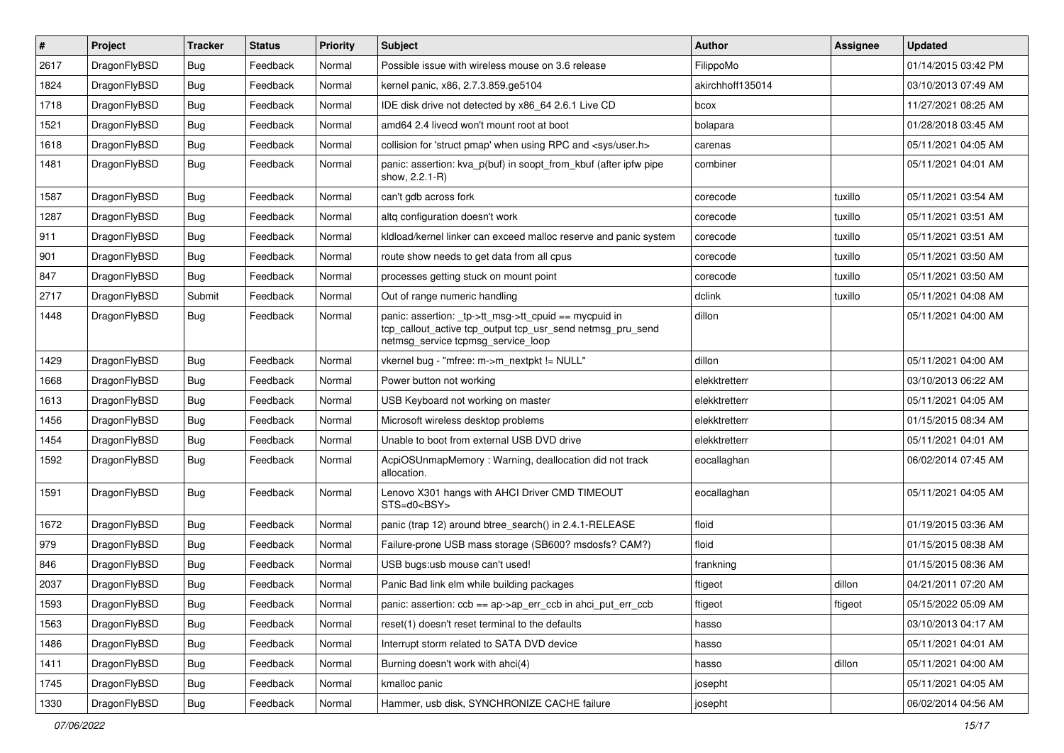| # | Project | Tracker | Status | Priority | Subject | Author | Assignee | Updated |
|---|---|---|---|---|---|---|---|---|
| 2617 | DragonFlyBSD | Bug | Feedback | Normal | Possible issue with wireless mouse on 3.6 release | FilippoMo | | 01/14/2015 03:42 PM |
| 1824 | DragonFlyBSD | Bug | Feedback | Normal | kernel panic, x86, 2.7.3.859.ge5104 | akirchhoff135014 | | 03/10/2013 07:49 AM |
| 1718 | DragonFlyBSD | Bug | Feedback | Normal | IDE disk drive not detected by x86_64 2.6.1 Live CD | bcox | | 11/27/2021 08:25 AM |
| 1521 | DragonFlyBSD | Bug | Feedback | Normal | amd64 2.4 livecd won't mount root at boot | bolapara | | 01/28/2018 03:45 AM |
| 1618 | DragonFlyBSD | Bug | Feedback | Normal | collision for 'struct pmap' when using RPC and <sys/user.h> | carenas | | 05/11/2021 04:05 AM |
| 1481 | DragonFlyBSD | Bug | Feedback | Normal | panic: assertion: kva_p(buf) in soopt_from_kbuf (after ipfw pipe show, 2.2.1-R) | combiner | | 05/11/2021 04:01 AM |
| 1587 | DragonFlyBSD | Bug | Feedback | Normal | can't gdb across fork | corecode | tuxillo | 05/11/2021 03:54 AM |
| 1287 | DragonFlyBSD | Bug | Feedback | Normal | altq configuration doesn't work | corecode | tuxillo | 05/11/2021 03:51 AM |
| 911 | DragonFlyBSD | Bug | Feedback | Normal | kldload/kernel linker can exceed malloc reserve and panic system | corecode | tuxillo | 05/11/2021 03:51 AM |
| 901 | DragonFlyBSD | Bug | Feedback | Normal | route show needs to get data from all cpus | corecode | tuxillo | 05/11/2021 03:50 AM |
| 847 | DragonFlyBSD | Bug | Feedback | Normal | processes getting stuck on mount point | corecode | tuxillo | 05/11/2021 03:50 AM |
| 2717 | DragonFlyBSD | Submit | Feedback | Normal | Out of range numeric handling | dclink | tuxillo | 05/11/2021 04:08 AM |
| 1448 | DragonFlyBSD | Bug | Feedback | Normal | panic: assertion: _tp->tt_msg->tt_cpuid == mycpuid in tcp_callout_active tcp_output tcp_usr_send netmsg_pru_send netmsg_service tcpmsg_service_loop | dillon | | 05/11/2021 04:00 AM |
| 1429 | DragonFlyBSD | Bug | Feedback | Normal | vkernel bug - "mfree: m->m_nextpkt != NULL" | dillon | | 05/11/2021 04:00 AM |
| 1668 | DragonFlyBSD | Bug | Feedback | Normal | Power button not working | elekktretterr | | 03/10/2013 06:22 AM |
| 1613 | DragonFlyBSD | Bug | Feedback | Normal | USB Keyboard not working on master | elekktretterr | | 05/11/2021 04:05 AM |
| 1456 | DragonFlyBSD | Bug | Feedback | Normal | Microsoft wireless desktop problems | elekktretterr | | 01/15/2015 08:34 AM |
| 1454 | DragonFlyBSD | Bug | Feedback | Normal | Unable to boot from external USB DVD drive | elekktretterr | | 05/11/2021 04:01 AM |
| 1592 | DragonFlyBSD | Bug | Feedback | Normal | AcpiOSUnmapMemory : Warning, deallocation did not track allocation. | eocallaghan | | 06/02/2014 07:45 AM |
| 1591 | DragonFlyBSD | Bug | Feedback | Normal | Lenovo X301 hangs with AHCI Driver CMD TIMEOUT STS=d0<BSY> | eocallaghan | | 05/11/2021 04:05 AM |
| 1672 | DragonFlyBSD | Bug | Feedback | Normal | panic (trap 12) around btree_search() in 2.4.1-RELEASE | floid | | 01/19/2015 03:36 AM |
| 979 | DragonFlyBSD | Bug | Feedback | Normal | Failure-prone USB mass storage (SB600? msdosfs? CAM?) | floid | | 01/15/2015 08:38 AM |
| 846 | DragonFlyBSD | Bug | Feedback | Normal | USB bugs:usb mouse can't used! | frankning | | 01/15/2015 08:36 AM |
| 2037 | DragonFlyBSD | Bug | Feedback | Normal | Panic Bad link elm while building packages | ftigeot | dillon | 04/21/2011 07:20 AM |
| 1593 | DragonFlyBSD | Bug | Feedback | Normal | panic: assertion: ccb == ap->ap_err_ccb in ahci_put_err_ccb | ftigeot | ftigeot | 05/15/2022 05:09 AM |
| 1563 | DragonFlyBSD | Bug | Feedback | Normal | reset(1) doesn't reset terminal to the defaults | hasso | | 03/10/2013 04:17 AM |
| 1486 | DragonFlyBSD | Bug | Feedback | Normal | Interrupt storm related to SATA DVD device | hasso | | 05/11/2021 04:01 AM |
| 1411 | DragonFlyBSD | Bug | Feedback | Normal | Burning doesn't work with ahci(4) | hasso | dillon | 05/11/2021 04:00 AM |
| 1745 | DragonFlyBSD | Bug | Feedback | Normal | kmalloc panic | josepht | | 05/11/2021 04:05 AM |
| 1330 | DragonFlyBSD | Bug | Feedback | Normal | Hammer, usb disk, SYNCHRONIZE CACHE failure | josepht | | 06/02/2014 04:56 AM |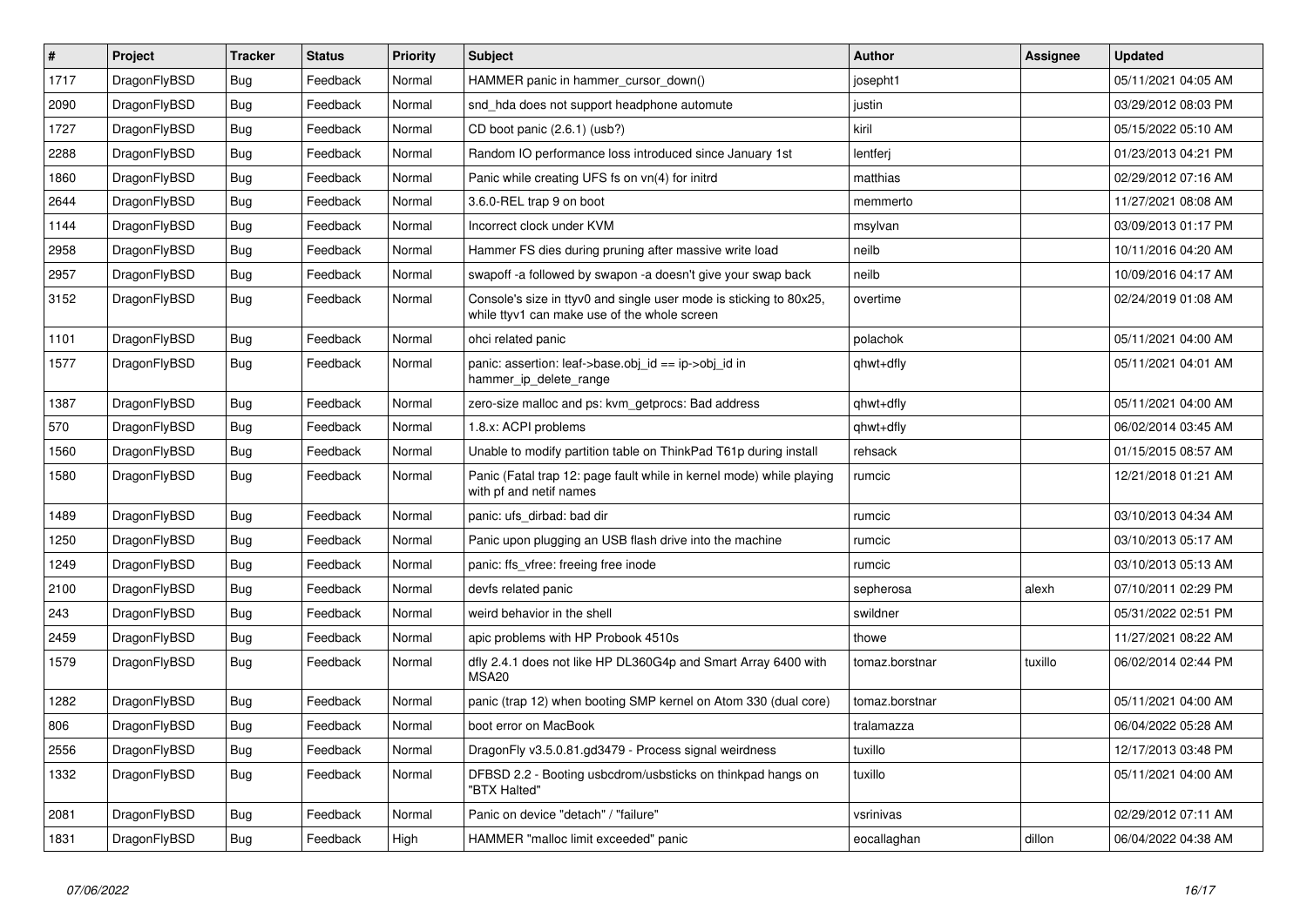| # | Project | Tracker | Status | Priority | Subject | Author | Assignee | Updated |
|---|---|---|---|---|---|---|---|---|
| 1717 | DragonFlyBSD | Bug | Feedback | Normal | HAMMER panic in hammer_cursor_down() | josepht1 | | 05/11/2021 04:05 AM |
| 2090 | DragonFlyBSD | Bug | Feedback | Normal | snd_hda does not support headphone automute | justin | | 03/29/2012 08:03 PM |
| 1727 | DragonFlyBSD | Bug | Feedback | Normal | CD boot panic (2.6.1) (usb?) | kiril | | 05/15/2022 05:10 AM |
| 2288 | DragonFlyBSD | Bug | Feedback | Normal | Random IO performance loss introduced since January 1st | lentferj | | 01/23/2013 04:21 PM |
| 1860 | DragonFlyBSD | Bug | Feedback | Normal | Panic while creating UFS fs on vn(4) for initrd | matthias | | 02/29/2012 07:16 AM |
| 2644 | DragonFlyBSD | Bug | Feedback | Normal | 3.6.0-REL trap 9 on boot | memmerto | | 11/27/2021 08:08 AM |
| 1144 | DragonFlyBSD | Bug | Feedback | Normal | Incorrect clock under KVM | msylvan | | 03/09/2013 01:17 PM |
| 2958 | DragonFlyBSD | Bug | Feedback | Normal | Hammer FS dies during pruning after massive write load | neilb | | 10/11/2016 04:20 AM |
| 2957 | DragonFlyBSD | Bug | Feedback | Normal | swapoff -a followed by swapon -a doesn't give your swap back | neilb | | 10/09/2016 04:17 AM |
| 3152 | DragonFlyBSD | Bug | Feedback | Normal | Console's size in ttyv0 and single user mode is sticking to 80x25, while ttyv1 can make use of the whole screen | overtime | | 02/24/2019 01:08 AM |
| 1101 | DragonFlyBSD | Bug | Feedback | Normal | ohci related panic | polachok | | 05/11/2021 04:00 AM |
| 1577 | DragonFlyBSD | Bug | Feedback | Normal | panic: assertion: leaf->base.obj_id == ip->obj_id in hammer_ip_delete_range | qhwt+dfly | | 05/11/2021 04:01 AM |
| 1387 | DragonFlyBSD | Bug | Feedback | Normal | zero-size malloc and ps: kvm_getprocs: Bad address | qhwt+dfly | | 05/11/2021 04:00 AM |
| 570 | DragonFlyBSD | Bug | Feedback | Normal | 1.8.x: ACPI problems | qhwt+dfly | | 06/02/2014 03:45 AM |
| 1560 | DragonFlyBSD | Bug | Feedback | Normal | Unable to modify partition table on ThinkPad T61p during install | rehsack | | 01/15/2015 08:57 AM |
| 1580 | DragonFlyBSD | Bug | Feedback | Normal | Panic (Fatal trap 12: page fault while in kernel mode) while playing with pf and netif names | rumcic | | 12/21/2018 01:21 AM |
| 1489 | DragonFlyBSD | Bug | Feedback | Normal | panic: ufs_dirbad: bad dir | rumcic | | 03/10/2013 04:34 AM |
| 1250 | DragonFlyBSD | Bug | Feedback | Normal | Panic upon plugging an USB flash drive into the machine | rumcic | | 03/10/2013 05:17 AM |
| 1249 | DragonFlyBSD | Bug | Feedback | Normal | panic: ffs_vfree: freeing free inode | rumcic | | 03/10/2013 05:13 AM |
| 2100 | DragonFlyBSD | Bug | Feedback | Normal | devfs related panic | sepherosa | alexh | 07/10/2011 02:29 PM |
| 243 | DragonFlyBSD | Bug | Feedback | Normal | weird behavior in the shell | swildner | | 05/31/2022 02:51 PM |
| 2459 | DragonFlyBSD | Bug | Feedback | Normal | apic problems with HP Probook 4510s | thowe | | 11/27/2021 08:22 AM |
| 1579 | DragonFlyBSD | Bug | Feedback | Normal | dfly 2.4.1 does not like HP DL360G4p and Smart Array 6400 with MSA20 | tomaz.borstnar | tuxillo | 06/02/2014 02:44 PM |
| 1282 | DragonFlyBSD | Bug | Feedback | Normal | panic (trap 12) when booting SMP kernel on Atom 330 (dual core) | tomaz.borstnar | | 05/11/2021 04:00 AM |
| 806 | DragonFlyBSD | Bug | Feedback | Normal | boot error on MacBook | tralamazza | | 06/04/2022 05:28 AM |
| 2556 | DragonFlyBSD | Bug | Feedback | Normal | DragonFly v3.5.0.81.gd3479 - Process signal weirdness | tuxillo | | 12/17/2013 03:48 PM |
| 1332 | DragonFlyBSD | Bug | Feedback | Normal | DFBSD 2.2 - Booting usbcdrom/usbsticks on thinkpad hangs on "BTX Halted" | tuxillo | | 05/11/2021 04:00 AM |
| 2081 | DragonFlyBSD | Bug | Feedback | Normal | Panic on device "detach" / "failure" | vsrinivas | | 02/29/2012 07:11 AM |
| 1831 | DragonFlyBSD | Bug | Feedback | High | HAMMER "malloc limit exceeded" panic | eocallaghan | dillon | 06/04/2022 04:38 AM |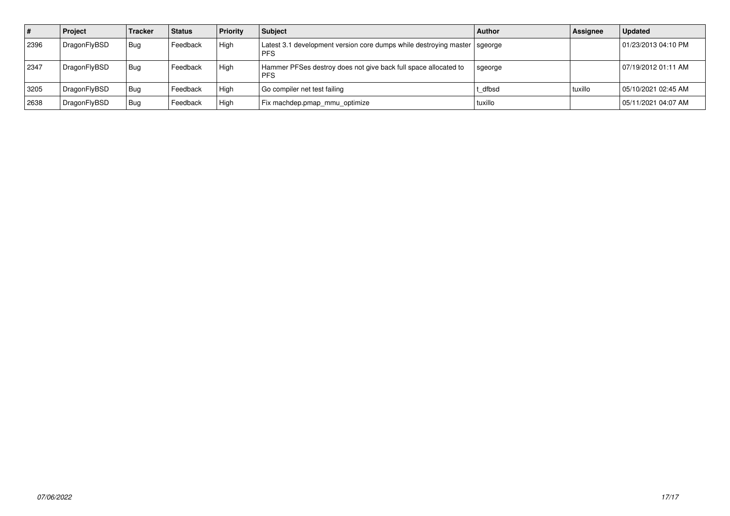| # | Project | Tracker | Status | Priority | Subject | Author | Assignee | Updated |
|---|---|---|---|---|---|---|---|---|
| 2396 | DragonFlyBSD | Bug | Feedback | High | Latest 3.1 development version core dumps while destroying master PFS | sgeorge | | 01/23/2013 04:10 PM |
| 2347 | DragonFlyBSD | Bug | Feedback | High | Hammer PFSes destroy does not give back full space allocated to PFS | sgeorge | | 07/19/2012 01:11 AM |
| 3205 | DragonFlyBSD | Bug | Feedback | High | Go compiler net test failing | t_dfbsd | tuxillo | 05/10/2021 02:45 AM |
| 2638 | DragonFlyBSD | Bug | Feedback | High | Fix machdep.pmap_mmu_optimize | tuxillo | | 05/11/2021 04:07 AM |

*07/06/2022*